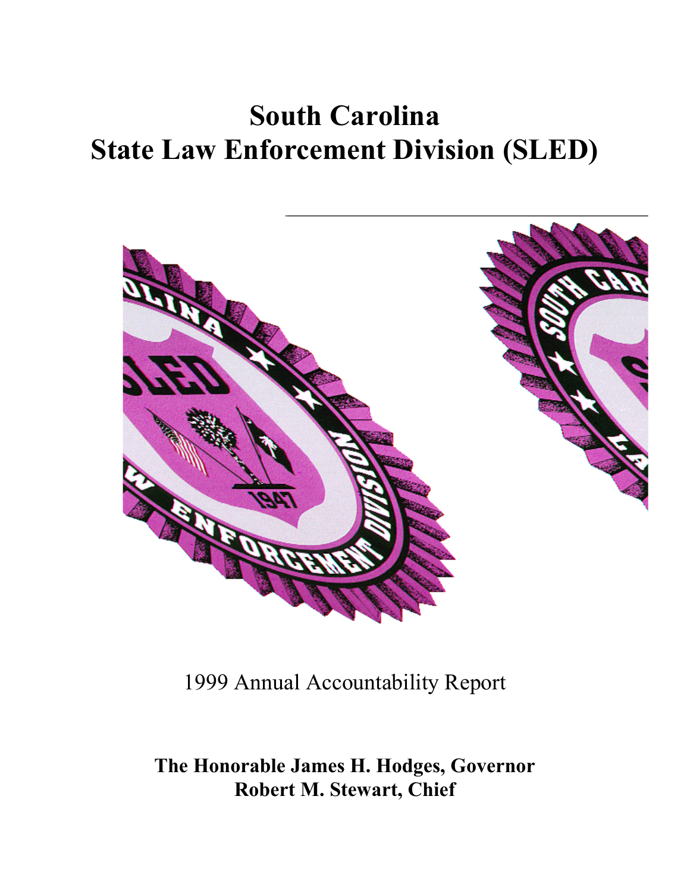# South Carolina
# State Law Enforcement Division (SLED)

1999 Annual Accountability Report

**The Honorable James H. Hodges, Governor**
**Robert M. Stewart, Chief**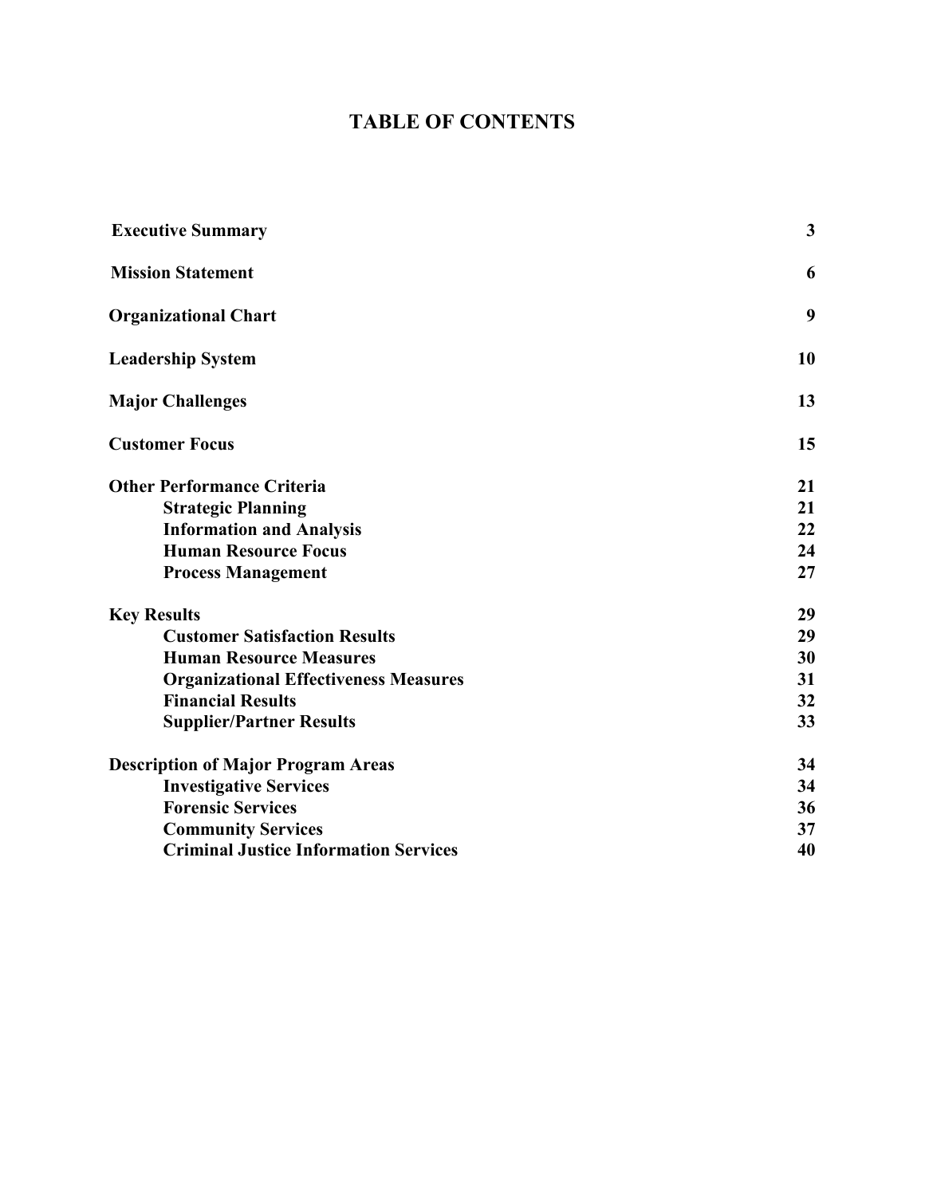# TABLE OF CONTENTS

| | |
|---|---|
| **Executive Summary** | **3** |
| **Mission Statement** | **6** |
| **Organizational Chart** | **9** |
| **Leadership System** | **10** |
| **Major Challenges** | **13** |
| **Customer Focus** | **15** |
| **Other Performance Criteria** | **21** |
| **Strategic Planning** | **21** |
| **Information and Analysis** | **22** |
| **Human Resource Focus** | **24** |
| **Process Management** | **27** |
| **Key Results** | **29** |
| **Customer Satisfaction Results** | **29** |
| **Human Resource Measures** | **30** |
| **Organizational Effectiveness Measures** | **31** |
| **Financial Results** | **32** |
| **Supplier/Partner Results** | **33** |
| **Description of Major Program Areas** | **34** |
| **Investigative Services** | **34** |
| **Forensic Services** | **36** |
| **Community Services** | **37** |
| **Criminal Justice Information Services** | **40** |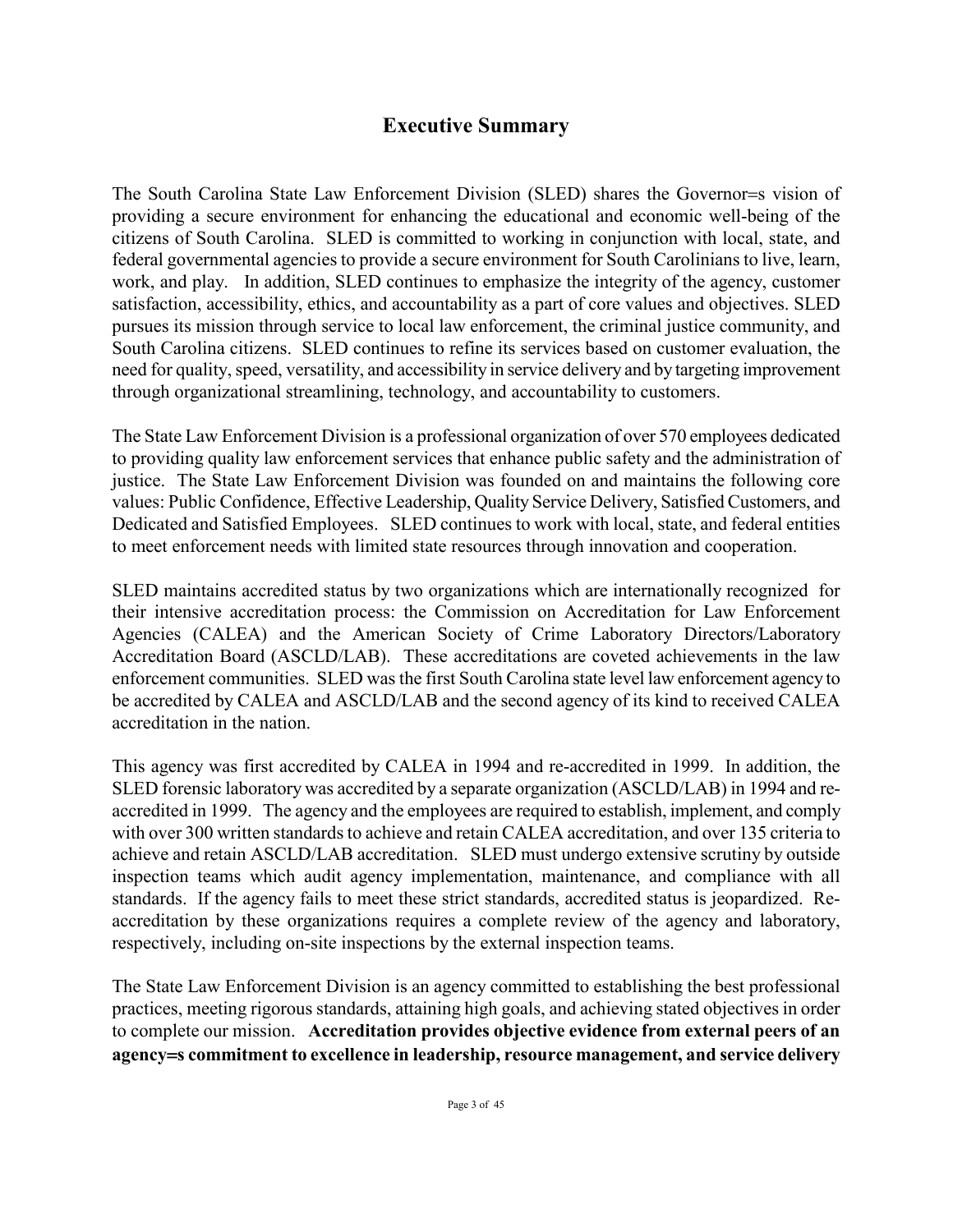## Executive Summary

The South Carolina State Law Enforcement Division (SLED) shares the Governor=s vision of providing a secure environment for enhancing the educational and economic well-being of the citizens of South Carolina. SLED is committed to working in conjunction with local, state, and federal governmental agencies to provide a secure environment for South Carolinians to live, learn, work, and play. In addition, SLED continues to emphasize the integrity of the agency, customer satisfaction, accessibility, ethics, and accountability as a part of core values and objectives. SLED pursues its mission through service to local law enforcement, the criminal justice community, and South Carolina citizens. SLED continues to refine its services based on customer evaluation, the need for quality, speed, versatility, and accessibility in service delivery and by targeting improvement through organizational streamlining, technology, and accountability to customers.

The State Law Enforcement Division is a professional organization of over 570 employees dedicated to providing quality law enforcement services that enhance public safety and the administration of justice. The State Law Enforcement Division was founded on and maintains the following core values: Public Confidence, Effective Leadership, Quality Service Delivery, Satisfied Customers, and Dedicated and Satisfied Employees. SLED continues to work with local, state, and federal entities to meet enforcement needs with limited state resources through innovation and cooperation.

SLED maintains accredited status by two organizations which are internationally recognized for their intensive accreditation process: the Commission on Accreditation for Law Enforcement Agencies (CALEA) and the American Society of Crime Laboratory Directors/Laboratory Accreditation Board (ASCLD/LAB). These accreditations are coveted achievements in the law enforcement communities. SLED was the first South Carolina state level law enforcement agency to be accredited by CALEA and ASCLD/LAB and the second agency of its kind to received CALEA accreditation in the nation.

This agency was first accredited by CALEA in 1994 and re-accredited in 1999. In addition, the SLED forensic laboratory was accredited by a separate organization (ASCLD/LAB) in 1994 and re-accredited in 1999. The agency and the employees are required to establish, implement, and comply with over 300 written standards to achieve and retain CALEA accreditation, and over 135 criteria to achieve and retain ASCLD/LAB accreditation. SLED must undergo extensive scrutiny by outside inspection teams which audit agency implementation, maintenance, and compliance with all standards. If the agency fails to meet these strict standards, accredited status is jeopardized. Re-accreditation by these organizations requires a complete review of the agency and laboratory, respectively, including on-site inspections by the external inspection teams.

The State Law Enforcement Division is an agency committed to establishing the best professional practices, meeting rigorous standards, attaining high goals, and achieving stated objectives in order to complete our mission. **Accreditation provides objective evidence from external peers of an agency=s commitment to excellence in leadership, resource management, and service delivery**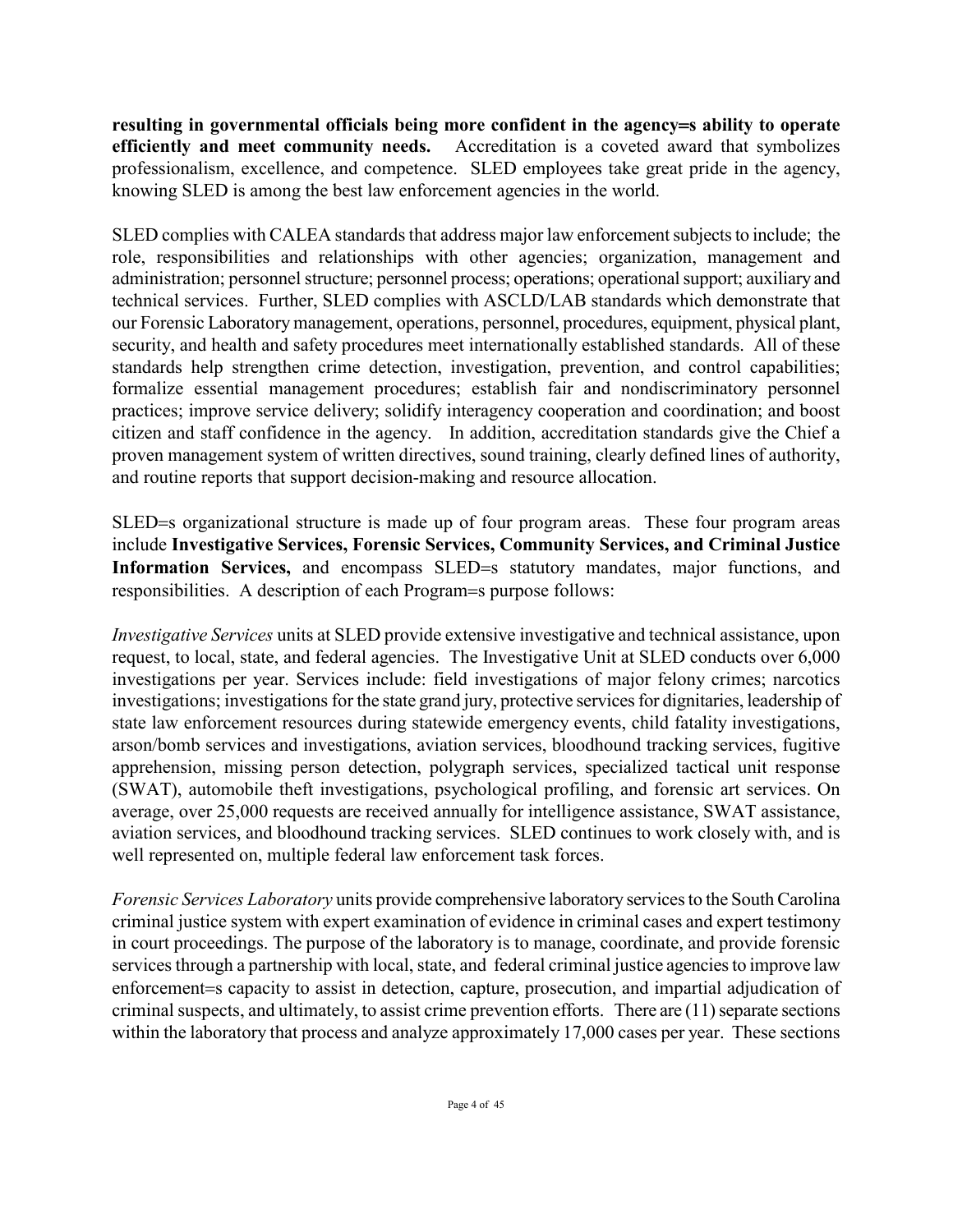**resulting in governmental officials being more confident in the agency=s ability to operate efficiently and meet community needs.** Accreditation is a coveted award that symbolizes professionalism, excellence, and competence. SLED employees take great pride in the agency, knowing SLED is among the best law enforcement agencies in the world.

SLED complies with CALEA standards that address major law enforcement subjects to include; the role, responsibilities and relationships with other agencies; organization, management and administration; personnel structure; personnel process; operations; operational support; auxiliary and technical services. Further, SLED complies with ASCLD/LAB standards which demonstrate that our Forensic Laboratory management, operations, personnel, procedures, equipment, physical plant, security, and health and safety procedures meet internationally established standards. All of these standards help strengthen crime detection, investigation, prevention, and control capabilities; formalize essential management procedures; establish fair and nondiscriminatory personnel practices; improve service delivery; solidify interagency cooperation and coordination; and boost citizen and staff confidence in the agency. In addition, accreditation standards give the Chief a proven management system of written directives, sound training, clearly defined lines of authority, and routine reports that support decision-making and resource allocation.

SLED=s organizational structure is made up of four program areas. These four program areas include **Investigative Services, Forensic Services, Community Services, and Criminal Justice Information Services,** and encompass SLED=s statutory mandates, major functions, and responsibilities. A description of each Program=s purpose follows:

*Investigative Services* units at SLED provide extensive investigative and technical assistance, upon request, to local, state, and federal agencies. The Investigative Unit at SLED conducts over 6,000 investigations per year. Services include: field investigations of major felony crimes; narcotics investigations; investigations for the state grand jury, protective services for dignitaries, leadership of state law enforcement resources during statewide emergency events, child fatality investigations, arson/bomb services and investigations, aviation services, bloodhound tracking services, fugitive apprehension, missing person detection, polygraph services, specialized tactical unit response (SWAT), automobile theft investigations, psychological profiling, and forensic art services. On average, over 25,000 requests are received annually for intelligence assistance, SWAT assistance, aviation services, and bloodhound tracking services. SLED continues to work closely with, and is well represented on, multiple federal law enforcement task forces.

*Forensic Services Laboratory* units provide comprehensive laboratory services to the South Carolina criminal justice system with expert examination of evidence in criminal cases and expert testimony in court proceedings. The purpose of the laboratory is to manage, coordinate, and provide forensic services through a partnership with local, state, and federal criminal justice agencies to improve law enforcement=s capacity to assist in detection, capture, prosecution, and impartial adjudication of criminal suspects, and ultimately, to assist crime prevention efforts. There are (11) separate sections within the laboratory that process and analyze approximately 17,000 cases per year. These sections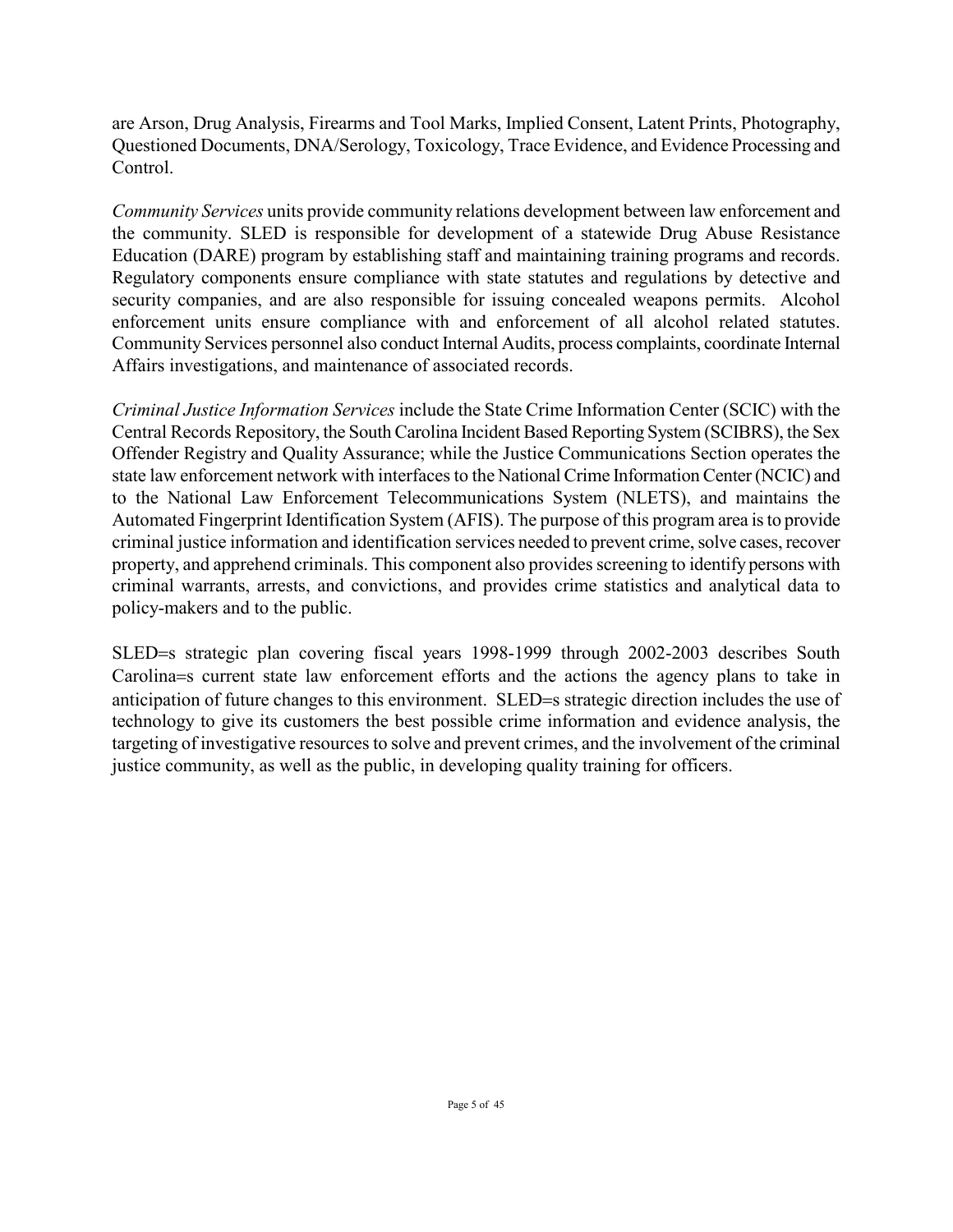are Arson, Drug Analysis, Firearms and Tool Marks, Implied Consent, Latent Prints, Photography, Questioned Documents, DNA/Serology, Toxicology, Trace Evidence, and Evidence Processing and Control.

*Community Services* units provide community relations development between law enforcement and the community. SLED is responsible for development of a statewide Drug Abuse Resistance Education (DARE) program by establishing staff and maintaining training programs and records. Regulatory components ensure compliance with state statutes and regulations by detective and security companies, and are also responsible for issuing concealed weapons permits. Alcohol enforcement units ensure compliance with and enforcement of all alcohol related statutes. Community Services personnel also conduct Internal Audits, process complaints, coordinate Internal Affairs investigations, and maintenance of associated records.

*Criminal Justice Information Services* include the State Crime Information Center (SCIC) with the Central Records Repository, the South Carolina Incident Based Reporting System (SCIBRS), the Sex Offender Registry and Quality Assurance; while the Justice Communications Section operates the state law enforcement network with interfaces to the National Crime Information Center (NCIC) and to the National Law Enforcement Telecommunications System (NLETS), and maintains the Automated Fingerprint Identification System (AFIS). The purpose of this program area is to provide criminal justice information and identification services needed to prevent crime, solve cases, recover property, and apprehend criminals. This component also provides screening to identify persons with criminal warrants, arrests, and convictions, and provides crime statistics and analytical data to policy-makers and to the public.

SLED=s strategic plan covering fiscal years 1998-1999 through 2002-2003 describes South Carolina=s current state law enforcement efforts and the actions the agency plans to take in anticipation of future changes to this environment. SLED=s strategic direction includes the use of technology to give its customers the best possible crime information and evidence analysis, the targeting of investigative resources to solve and prevent crimes, and the involvement of the criminal justice community, as well as the public, in developing quality training for officers.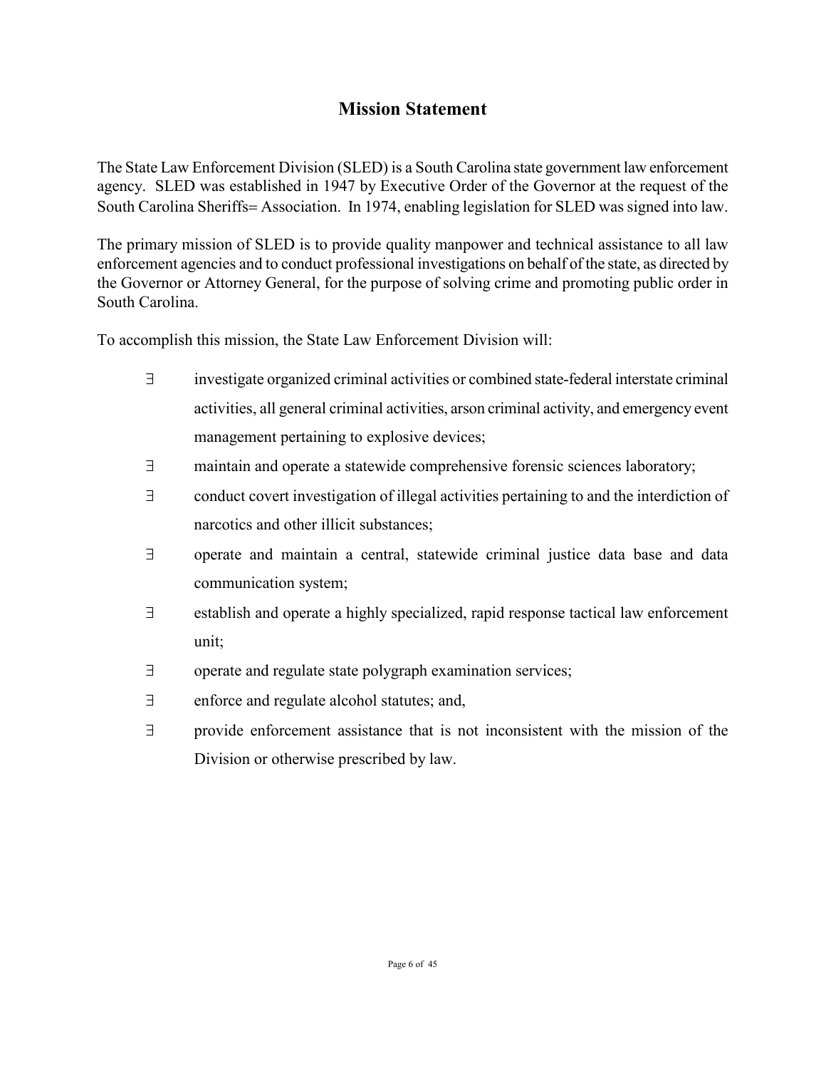# Mission Statement

The State Law Enforcement Division (SLED) is a South Carolina state government law enforcement agency. SLED was established in 1947 by Executive Order of the Governor at the request of the South Carolina Sheriffs= Association. In 1974, enabling legislation for SLED was signed into law.

The primary mission of SLED is to provide quality manpower and technical assistance to all law enforcement agencies and to conduct professional investigations on behalf of the state, as directed by the Governor or Attorney General, for the purpose of solving crime and promoting public order in South Carolina.

To accomplish this mission, the State Law Enforcement Division will:

- investigate organized criminal activities or combined state-federal interstate criminal activities, all general criminal activities, arson criminal activity, and emergency event management pertaining to explosive devices;
- maintain and operate a statewide comprehensive forensic sciences laboratory;
- conduct covert investigation of illegal activities pertaining to and the interdiction of narcotics and other illicit substances;
- operate and maintain a central, statewide criminal justice data base and data communication system;
- establish and operate a highly specialized, rapid response tactical law enforcement unit;
- operate and regulate state polygraph examination services;
- enforce and regulate alcohol statutes; and,
- provide enforcement assistance that is not inconsistent with the mission of the Division or otherwise prescribed by law.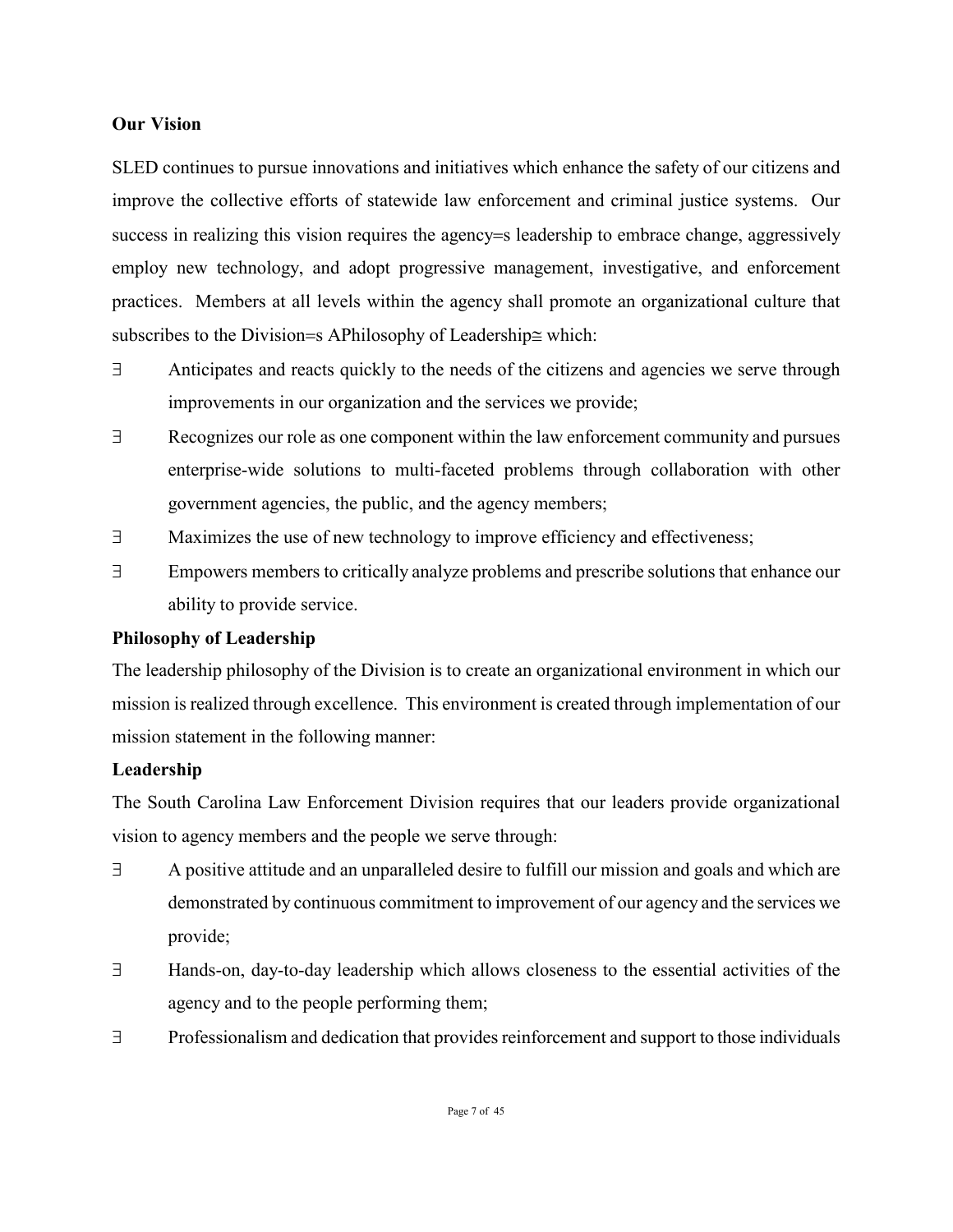**Our Vision**

SLED continues to pursue innovations and initiatives which enhance the safety of our citizens and improve the collective efforts of statewide law enforcement and criminal justice systems. Our success in realizing this vision requires the agency=s leadership to embrace change, aggressively employ new technology, and adopt progressive management, investigative, and enforcement practices. Members at all levels within the agency shall promote an organizational culture that subscribes to the Division=s APhilosophy of Leadership≅ which:

- ∃ Anticipates and reacts quickly to the needs of the citizens and agencies we serve through improvements in our organization and the services we provide;
- ∃ Recognizes our role as one component within the law enforcement community and pursues enterprise-wide solutions to multi-faceted problems through collaboration with other government agencies, the public, and the agency members;
- ∃ Maximizes the use of new technology to improve efficiency and effectiveness;
- ∃ Empowers members to critically analyze problems and prescribe solutions that enhance our ability to provide service.

**Philosophy of Leadership**

The leadership philosophy of the Division is to create an organizational environment in which our mission is realized through excellence. This environment is created through implementation of our mission statement in the following manner:

**Leadership**

The South Carolina Law Enforcement Division requires that our leaders provide organizational vision to agency members and the people we serve through:

- ∃ A positive attitude and an unparalleled desire to fulfill our mission and goals and which are demonstrated by continuous commitment to improvement of our agency and the services we provide;
- ∃ Hands-on, day-to-day leadership which allows closeness to the essential activities of the agency and to the people performing them;
- ∃ Professionalism and dedication that provides reinforcement and support to those individuals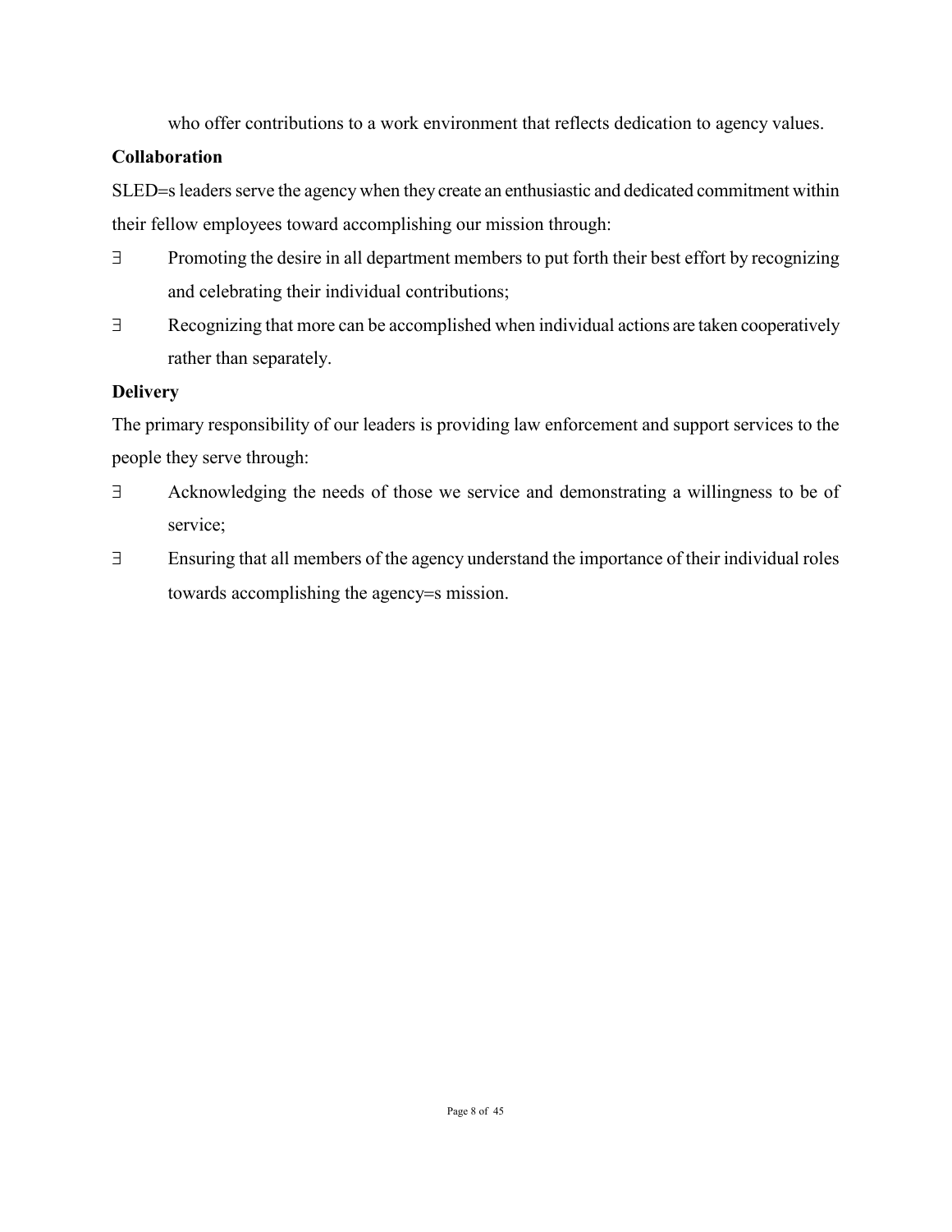who offer contributions to a work environment that reflects dedication to agency values.

**Collaboration**

SLED=s leaders serve the agency when they create an enthusiastic and dedicated commitment within their fellow employees toward accomplishing our mission through:

∃ Promoting the desire in all department members to put forth their best effort by recognizing and celebrating their individual contributions;

∃ Recognizing that more can be accomplished when individual actions are taken cooperatively rather than separately.

**Delivery**

The primary responsibility of our leaders is providing law enforcement and support services to the people they serve through:

∃ Acknowledging the needs of those we service and demonstrating a willingness to be of service;

∃ Ensuring that all members of the agency understand the importance of their individual roles towards accomplishing the agency=s mission.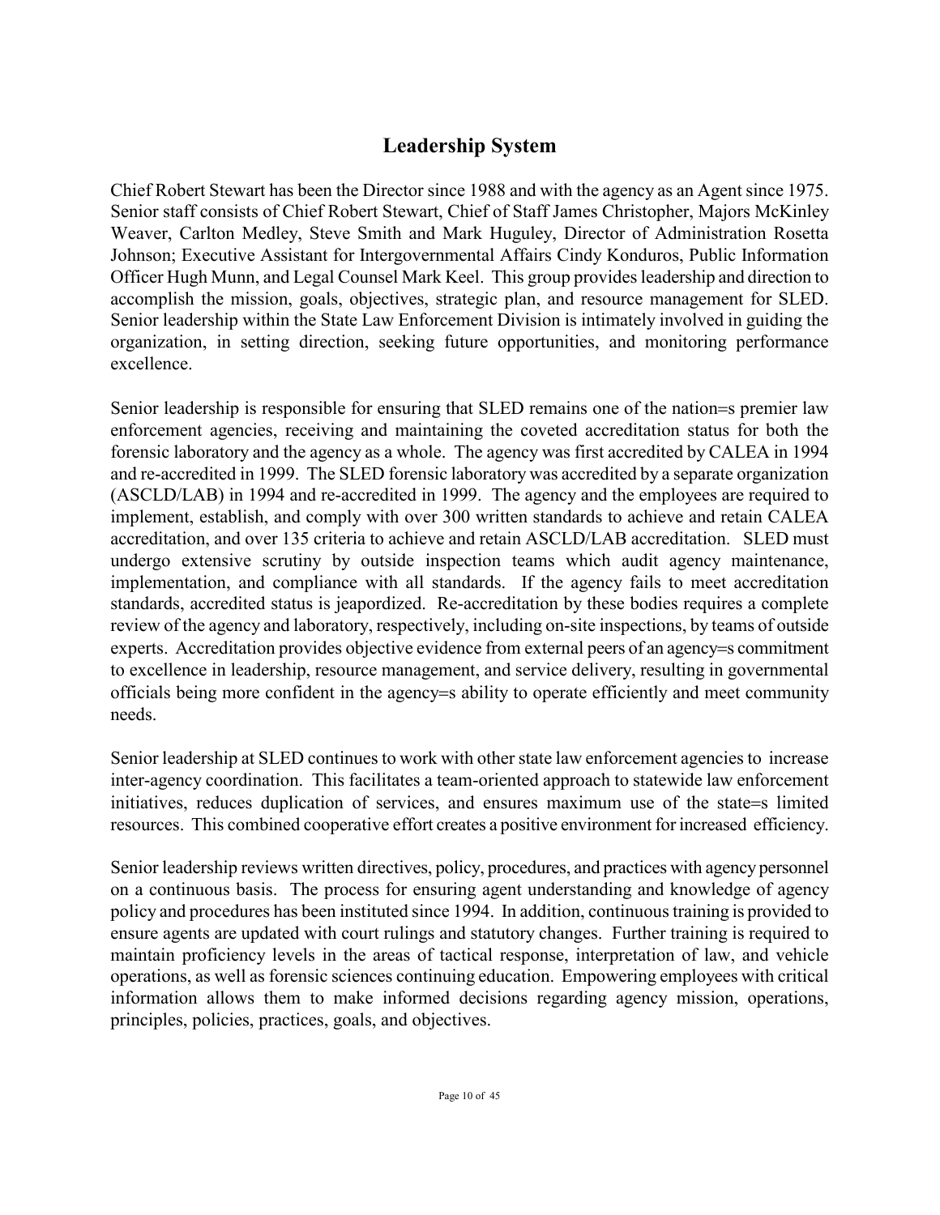## Leadership System

Chief Robert Stewart has been the Director since 1988 and with the agency as an Agent since 1975. Senior staff consists of Chief Robert Stewart, Chief of Staff James Christopher, Majors McKinley Weaver, Carlton Medley, Steve Smith and Mark Huguley, Director of Administration Rosetta Johnson; Executive Assistant for Intergovernmental Affairs Cindy Konduros, Public Information Officer Hugh Munn, and Legal Counsel Mark Keel. This group provides leadership and direction to accomplish the mission, goals, objectives, strategic plan, and resource management for SLED. Senior leadership within the State Law Enforcement Division is intimately involved in guiding the organization, in setting direction, seeking future opportunities, and monitoring performance excellence.

Senior leadership is responsible for ensuring that SLED remains one of the nation=s premier law enforcement agencies, receiving and maintaining the coveted accreditation status for both the forensic laboratory and the agency as a whole. The agency was first accredited by CALEA in 1994 and re-accredited in 1999. The SLED forensic laboratory was accredited by a separate organization (ASCLD/LAB) in 1994 and re-accredited in 1999. The agency and the employees are required to implement, establish, and comply with over 300 written standards to achieve and retain CALEA accreditation, and over 135 criteria to achieve and retain ASCLD/LAB accreditation. SLED must undergo extensive scrutiny by outside inspection teams which audit agency maintenance, implementation, and compliance with all standards. If the agency fails to meet accreditation standards, accredited status is jeapordized. Re-accreditation by these bodies requires a complete review of the agency and laboratory, respectively, including on-site inspections, by teams of outside experts. Accreditation provides objective evidence from external peers of an agency=s commitment to excellence in leadership, resource management, and service delivery, resulting in governmental officials being more confident in the agency=s ability to operate efficiently and meet community needs.

Senior leadership at SLED continues to work with other state law enforcement agencies to increase inter-agency coordination. This facilitates a team-oriented approach to statewide law enforcement initiatives, reduces duplication of services, and ensures maximum use of the state=s limited resources. This combined cooperative effort creates a positive environment for increased efficiency.

Senior leadership reviews written directives, policy, procedures, and practices with agency personnel on a continuous basis. The process for ensuring agent understanding and knowledge of agency policy and procedures has been instituted since 1994. In addition, continuous training is provided to ensure agents are updated with court rulings and statutory changes. Further training is required to maintain proficiency levels in the areas of tactical response, interpretation of law, and vehicle operations, as well as forensic sciences continuing education. Empowering employees with critical information allows them to make informed decisions regarding agency mission, operations, principles, policies, practices, goals, and objectives.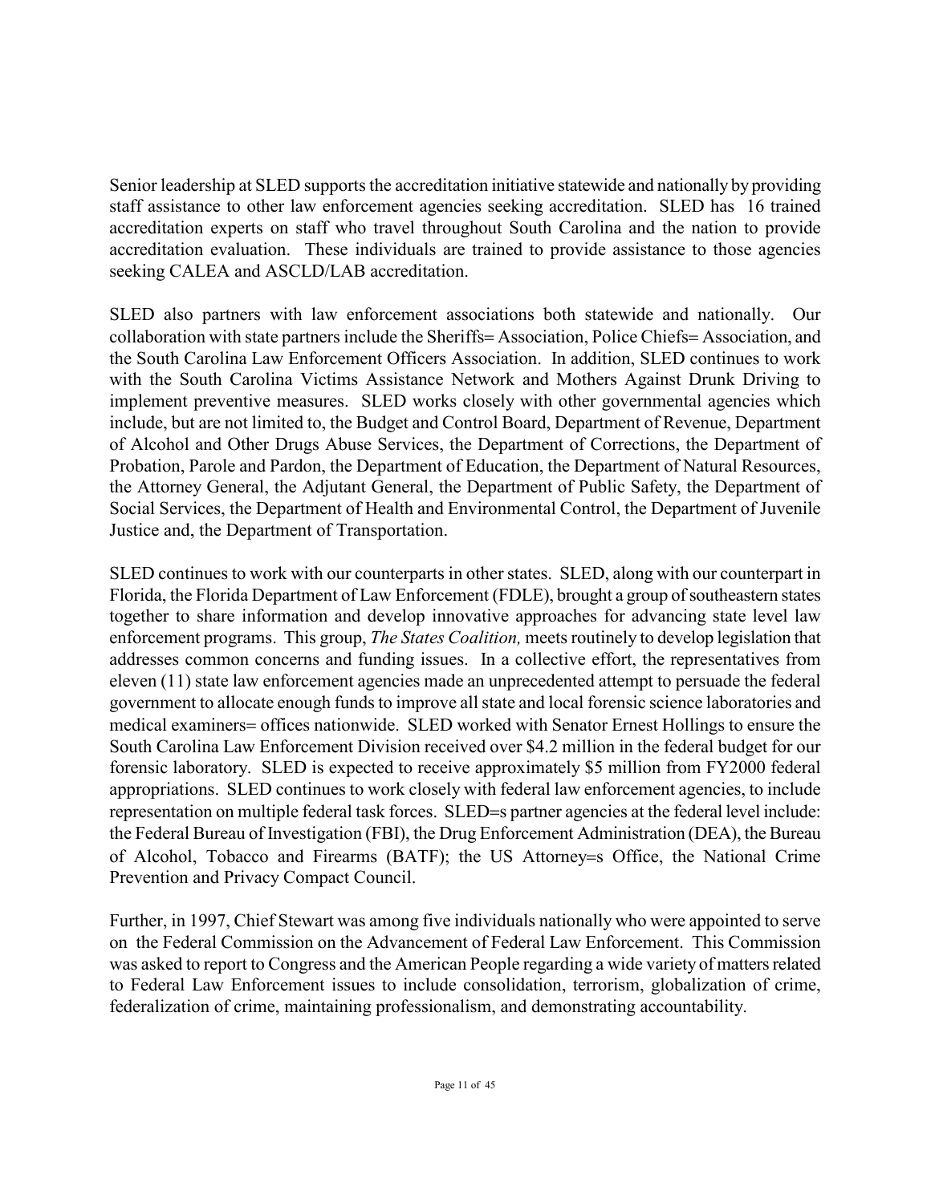Senior leadership at SLED supports the accreditation initiative statewide and nationally by providing staff assistance to other law enforcement agencies seeking accreditation. SLED has 16 trained accreditation experts on staff who travel throughout South Carolina and the nation to provide accreditation evaluation. These individuals are trained to provide assistance to those agencies seeking CALEA and ASCLD/LAB accreditation.

SLED also partners with law enforcement associations both statewide and nationally. Our collaboration with state partners include the Sheriffs= Association, Police Chiefs= Association, and the South Carolina Law Enforcement Officers Association. In addition, SLED continues to work with the South Carolina Victims Assistance Network and Mothers Against Drunk Driving to implement preventive measures. SLED works closely with other governmental agencies which include, but are not limited to, the Budget and Control Board, Department of Revenue, Department of Alcohol and Other Drugs Abuse Services, the Department of Corrections, the Department of Probation, Parole and Pardon, the Department of Education, the Department of Natural Resources, the Attorney General, the Adjutant General, the Department of Public Safety, the Department of Social Services, the Department of Health and Environmental Control, the Department of Juvenile Justice and, the Department of Transportation.

SLED continues to work with our counterparts in other states. SLED, along with our counterpart in Florida, the Florida Department of Law Enforcement (FDLE), brought a group of southeastern states together to share information and develop innovative approaches for advancing state level law enforcement programs. This group, *The States Coalition,* meets routinely to develop legislation that addresses common concerns and funding issues. In a collective effort, the representatives from eleven (11) state law enforcement agencies made an unprecedented attempt to persuade the federal government to allocate enough funds to improve all state and local forensic science laboratories and medical examiners= offices nationwide. SLED worked with Senator Ernest Hollings to ensure the South Carolina Law Enforcement Division received over $4.2 million in the federal budget for our forensic laboratory. SLED is expected to receive approximately $5 million from FY2000 federal appropriations. SLED continues to work closely with federal law enforcement agencies, to include representation on multiple federal task forces. SLED=s partner agencies at the federal level include: the Federal Bureau of Investigation (FBI), the Drug Enforcement Administration (DEA), the Bureau of Alcohol, Tobacco and Firearms (BATF); the US Attorney=s Office, the National Crime Prevention and Privacy Compact Council.

Further, in 1997, Chief Stewart was among five individuals nationally who were appointed to serve on the Federal Commission on the Advancement of Federal Law Enforcement. This Commission was asked to report to Congress and the American People regarding a wide variety of matters related to Federal Law Enforcement issues to include consolidation, terrorism, globalization of crime, federalization of crime, maintaining professionalism, and demonstrating accountability.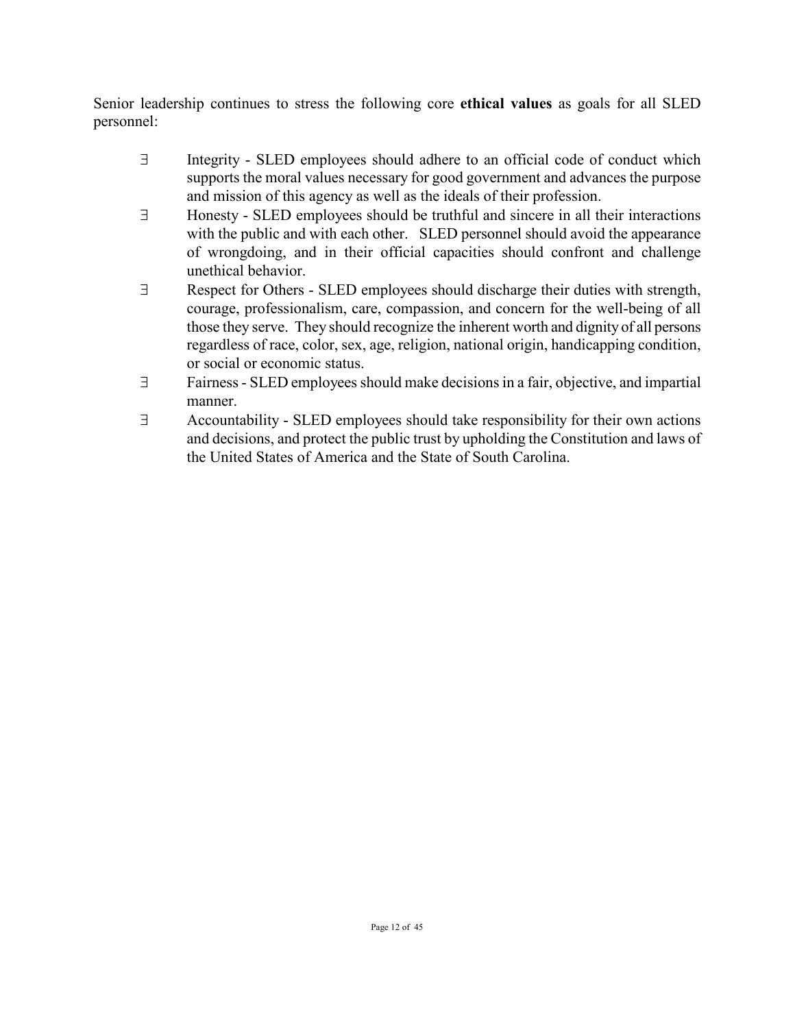Senior leadership continues to stress the following core **ethical values** as goals for all SLED personnel:

- Integrity - SLED employees should adhere to an official code of conduct which supports the moral values necessary for good government and advances the purpose and mission of this agency as well as the ideals of their profession.
- Honesty - SLED employees should be truthful and sincere in all their interactions with the public and with each other. SLED personnel should avoid the appearance of wrongdoing, and in their official capacities should confront and challenge unethical behavior.
- Respect for Others - SLED employees should discharge their duties with strength, courage, professionalism, care, compassion, and concern for the well-being of all those they serve. They should recognize the inherent worth and dignity of all persons regardless of race, color, sex, age, religion, national origin, handicapping condition, or social or economic status.
- Fairness - SLED employees should make decisions in a fair, objective, and impartial manner.
- Accountability - SLED employees should take responsibility for their own actions and decisions, and protect the public trust by upholding the Constitution and laws of the United States of America and the State of South Carolina.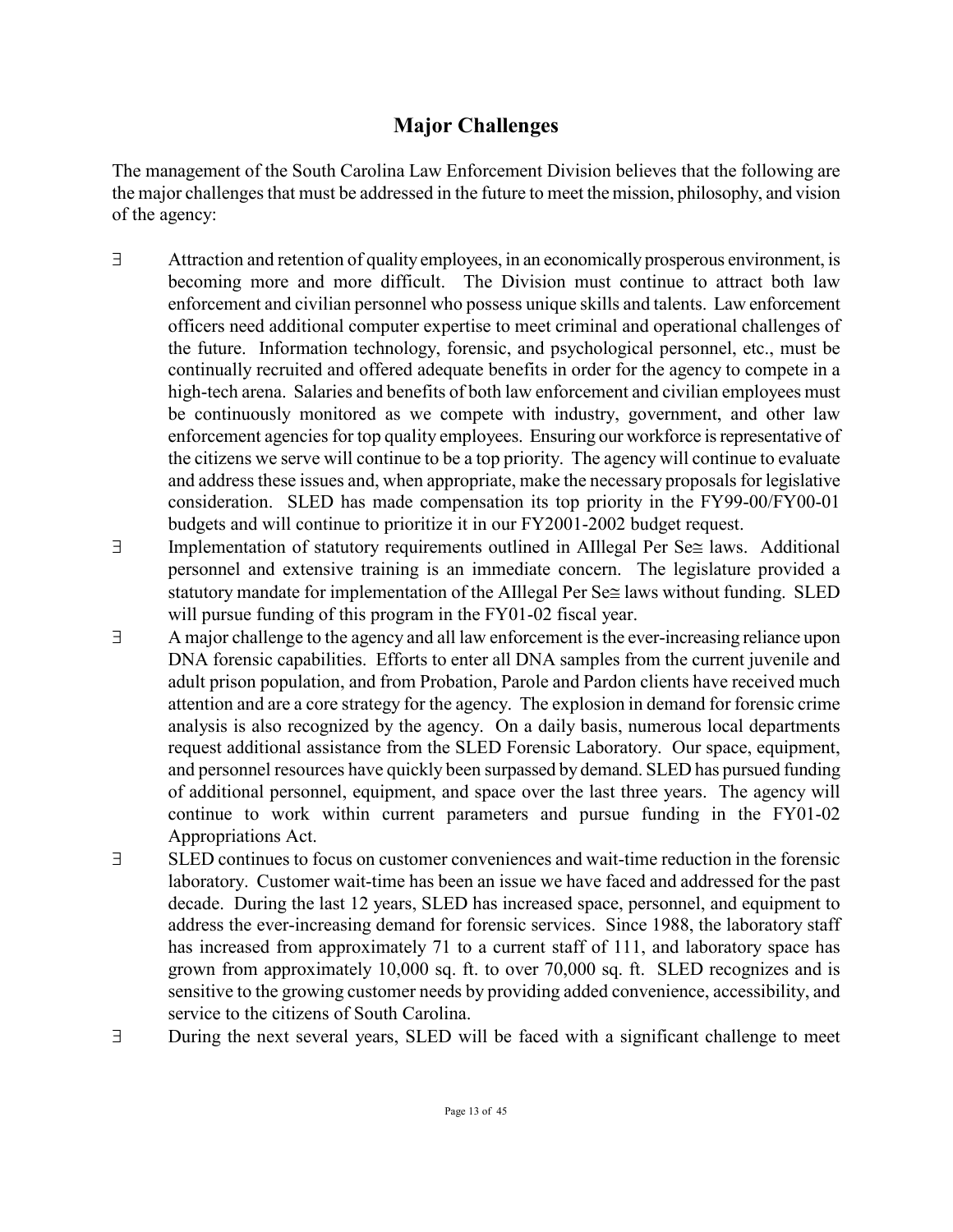## Major Challenges

The management of the South Carolina Law Enforcement Division believes that the following are the major challenges that must be addressed in the future to meet the mission, philosophy, and vision of the agency:

- Attraction and retention of quality employees, in an economically prosperous environment, is becoming more and more difficult. The Division must continue to attract both law enforcement and civilian personnel who possess unique skills and talents. Law enforcement officers need additional computer expertise to meet criminal and operational challenges of the future. Information technology, forensic, and psychological personnel, etc., must be continually recruited and offered adequate benefits in order for the agency to compete in a high-tech arena. Salaries and benefits of both law enforcement and civilian employees must be continuously monitored as we compete with industry, government, and other law enforcement agencies for top quality employees. Ensuring our workforce is representative of the citizens we serve will continue to be a top priority. The agency will continue to evaluate and address these issues and, when appropriate, make the necessary proposals for legislative consideration. SLED has made compensation its top priority in the FY99-00/FY00-01 budgets and will continue to prioritize it in our FY2001-2002 budget request.
- Implementation of statutory requirements outlined in AIllegal Per Se≅ laws. Additional personnel and extensive training is an immediate concern. The legislature provided a statutory mandate for implementation of the AIllegal Per Se≅ laws without funding. SLED will pursue funding of this program in the FY01-02 fiscal year.
- A major challenge to the agency and all law enforcement is the ever-increasing reliance upon DNA forensic capabilities. Efforts to enter all DNA samples from the current juvenile and adult prison population, and from Probation, Parole and Pardon clients have received much attention and are a core strategy for the agency. The explosion in demand for forensic crime analysis is also recognized by the agency. On a daily basis, numerous local departments request additional assistance from the SLED Forensic Laboratory. Our space, equipment, and personnel resources have quickly been surpassed by demand. SLED has pursued funding of additional personnel, equipment, and space over the last three years. The agency will continue to work within current parameters and pursue funding in the FY01-02 Appropriations Act.
- SLED continues to focus on customer conveniences and wait-time reduction in the forensic laboratory. Customer wait-time has been an issue we have faced and addressed for the past decade. During the last 12 years, SLED has increased space, personnel, and equipment to address the ever-increasing demand for forensic services. Since 1988, the laboratory staff has increased from approximately 71 to a current staff of 111, and laboratory space has grown from approximately 10,000 sq. ft. to over 70,000 sq. ft. SLED recognizes and is sensitive to the growing customer needs by providing added convenience, accessibility, and service to the citizens of South Carolina.
- During the next several years, SLED will be faced with a significant challenge to meet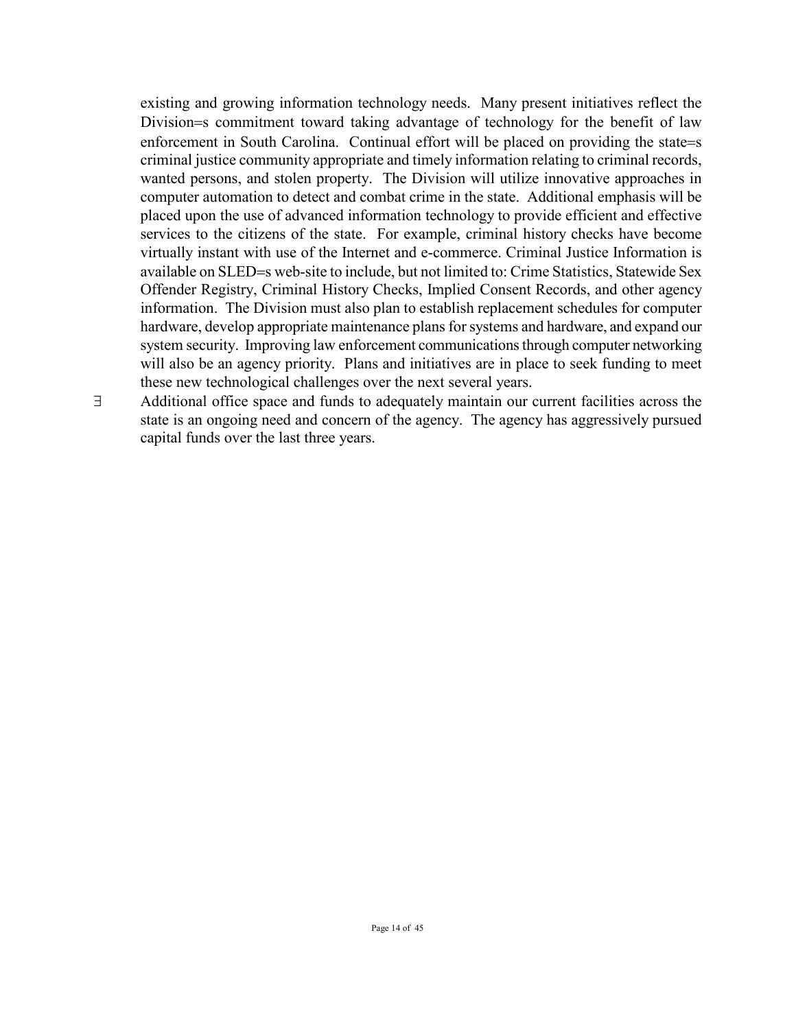existing and growing information technology needs. Many present initiatives reflect the Division=s commitment toward taking advantage of technology for the benefit of law enforcement in South Carolina. Continual effort will be placed on providing the state=s criminal justice community appropriate and timely information relating to criminal records, wanted persons, and stolen property. The Division will utilize innovative approaches in computer automation to detect and combat crime in the state. Additional emphasis will be placed upon the use of advanced information technology to provide efficient and effective services to the citizens of the state. For example, criminal history checks have become virtually instant with use of the Internet and e-commerce. Criminal Justice Information is available on SLED=s web-site to include, but not limited to: Crime Statistics, Statewide Sex Offender Registry, Criminal History Checks, Implied Consent Records, and other agency information. The Division must also plan to establish replacement schedules for computer hardware, develop appropriate maintenance plans for systems and hardware, and expand our system security. Improving law enforcement communications through computer networking will also be an agency priority. Plans and initiatives are in place to seek funding to meet these new technological challenges over the next several years.

∃ Additional office space and funds to adequately maintain our current facilities across the state is an ongoing need and concern of the agency. The agency has aggressively pursued capital funds over the last three years.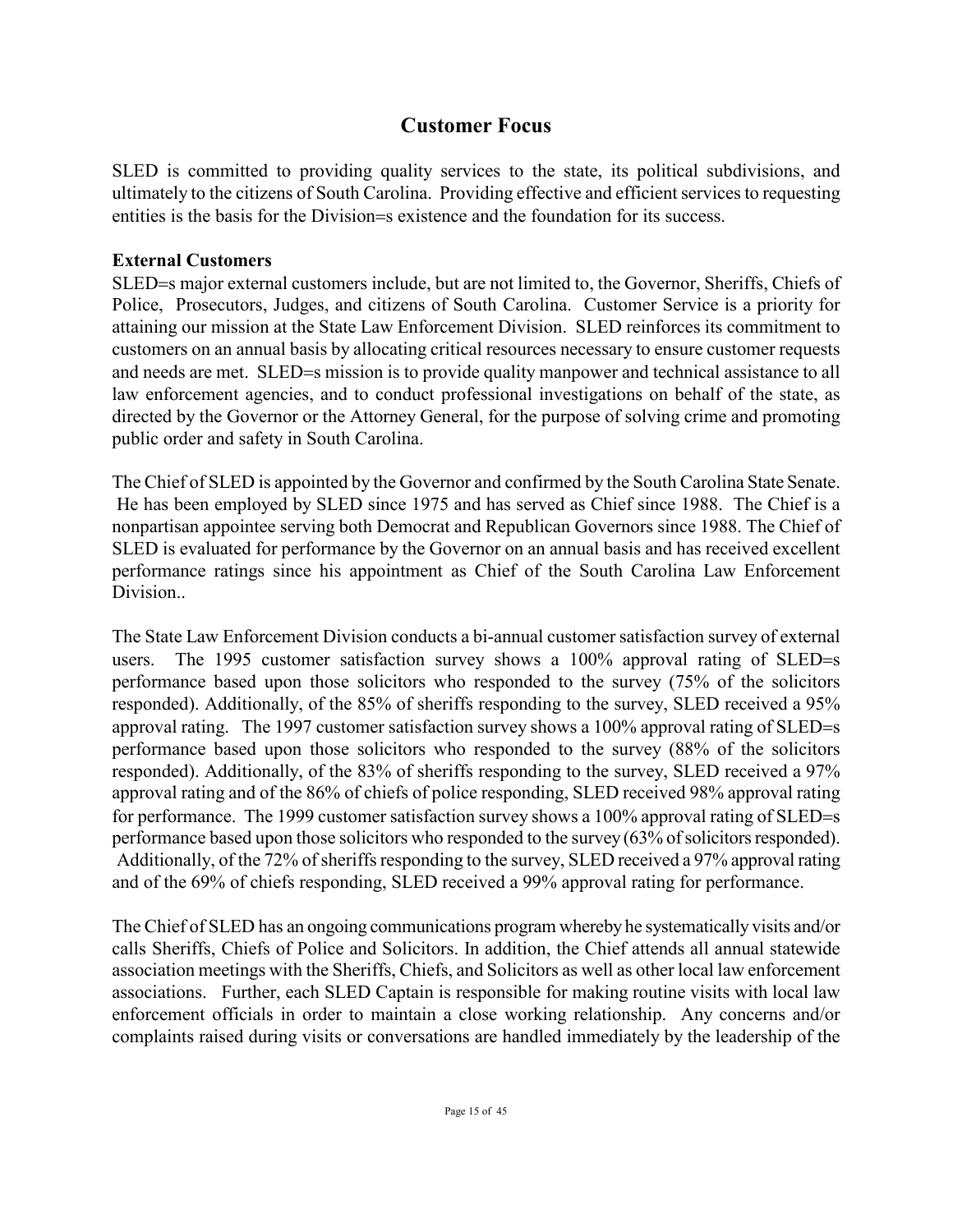## Customer Focus

SLED is committed to providing quality services to the state, its political subdivisions, and ultimately to the citizens of South Carolina. Providing effective and efficient services to requesting entities is the basis for the Division=s existence and the foundation for its success.

**External Customers**

SLED=s major external customers include, but are not limited to, the Governor, Sheriffs, Chiefs of Police, Prosecutors, Judges, and citizens of South Carolina. Customer Service is a priority for attaining our mission at the State Law Enforcement Division. SLED reinforces its commitment to customers on an annual basis by allocating critical resources necessary to ensure customer requests and needs are met. SLED=s mission is to provide quality manpower and technical assistance to all law enforcement agencies, and to conduct professional investigations on behalf of the state, as directed by the Governor or the Attorney General, for the purpose of solving crime and promoting public order and safety in South Carolina.

The Chief of SLED is appointed by the Governor and confirmed by the South Carolina State Senate. He has been employed by SLED since 1975 and has served as Chief since 1988. The Chief is a nonpartisan appointee serving both Democrat and Republican Governors since 1988. The Chief of SLED is evaluated for performance by the Governor on an annual basis and has received excellent performance ratings since his appointment as Chief of the South Carolina Law Enforcement Division..

The State Law Enforcement Division conducts a bi-annual customer satisfaction survey of external users. The 1995 customer satisfaction survey shows a 100% approval rating of SLED=s performance based upon those solicitors who responded to the survey (75% of the solicitors responded). Additionally, of the 85% of sheriffs responding to the survey, SLED received a 95% approval rating. The 1997 customer satisfaction survey shows a 100% approval rating of SLED=s performance based upon those solicitors who responded to the survey (88% of the solicitors responded). Additionally, of the 83% of sheriffs responding to the survey, SLED received a 97% approval rating and of the 86% of chiefs of police responding, SLED received 98% approval rating for performance. The 1999 customer satisfaction survey shows a 100% approval rating of SLED=s performance based upon those solicitors who responded to the survey (63% of solicitors responded). Additionally, of the 72% of sheriffs responding to the survey, SLED received a 97% approval rating and of the 69% of chiefs responding, SLED received a 99% approval rating for performance.

The Chief of SLED has an ongoing communications program whereby he systematically visits and/or calls Sheriffs, Chiefs of Police and Solicitors. In addition, the Chief attends all annual statewide association meetings with the Sheriffs, Chiefs, and Solicitors as well as other local law enforcement associations. Further, each SLED Captain is responsible for making routine visits with local law enforcement officials in order to maintain a close working relationship. Any concerns and/or complaints raised during visits or conversations are handled immediately by the leadership of the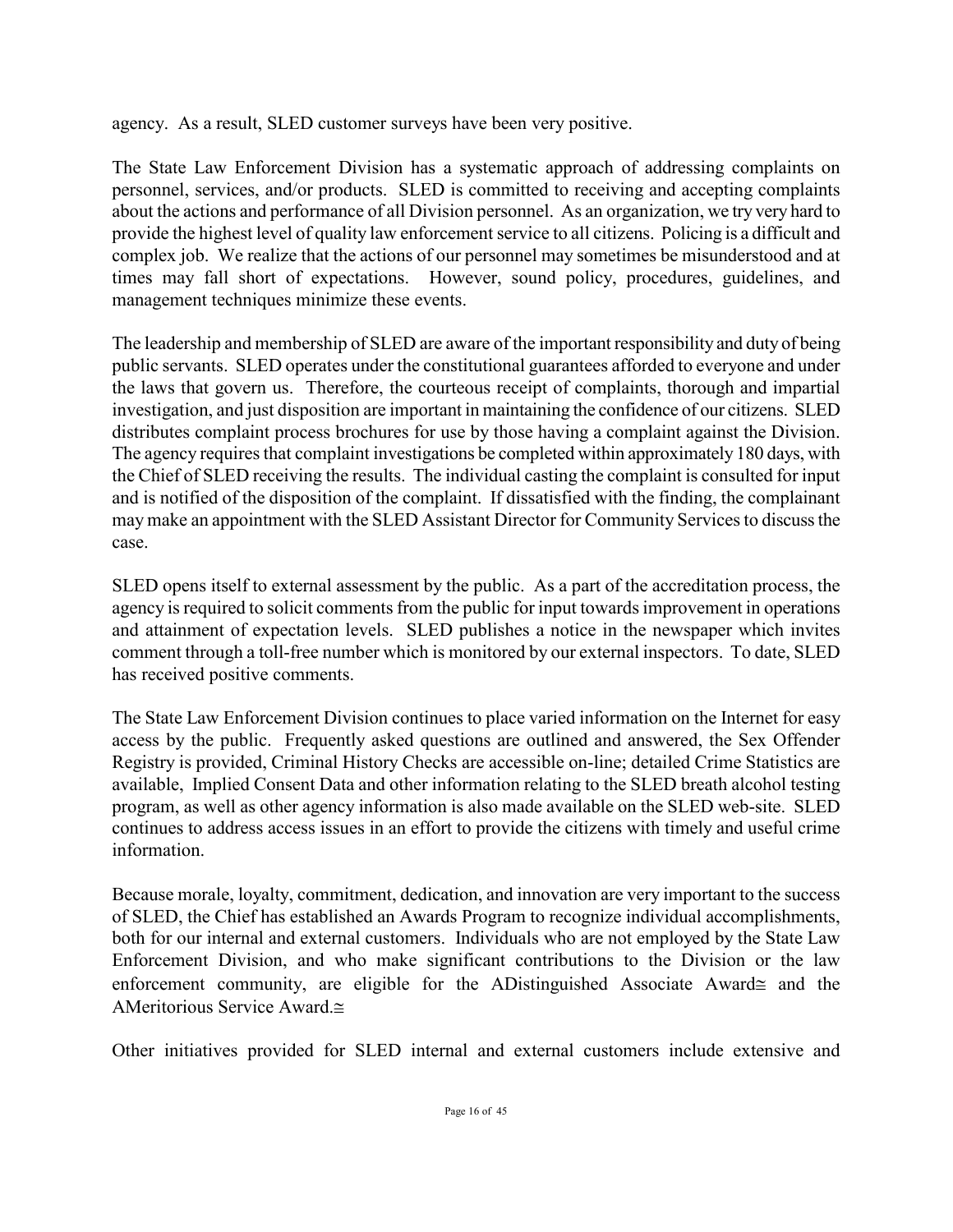agency. As a result, SLED customer surveys have been very positive.

The State Law Enforcement Division has a systematic approach of addressing complaints on personnel, services, and/or products. SLED is committed to receiving and accepting complaints about the actions and performance of all Division personnel. As an organization, we try very hard to provide the highest level of quality law enforcement service to all citizens. Policing is a difficult and complex job. We realize that the actions of our personnel may sometimes be misunderstood and at times may fall short of expectations. However, sound policy, procedures, guidelines, and management techniques minimize these events.

The leadership and membership of SLED are aware of the important responsibility and duty of being public servants. SLED operates under the constitutional guarantees afforded to everyone and under the laws that govern us. Therefore, the courteous receipt of complaints, thorough and impartial investigation, and just disposition are important in maintaining the confidence of our citizens. SLED distributes complaint process brochures for use by those having a complaint against the Division. The agency requires that complaint investigations be completed within approximately 180 days, with the Chief of SLED receiving the results. The individual casting the complaint is consulted for input and is notified of the disposition of the complaint. If dissatisfied with the finding, the complainant may make an appointment with the SLED Assistant Director for Community Services to discuss the case.

SLED opens itself to external assessment by the public. As a part of the accreditation process, the agency is required to solicit comments from the public for input towards improvement in operations and attainment of expectation levels. SLED publishes a notice in the newspaper which invites comment through a toll-free number which is monitored by our external inspectors. To date, SLED has received positive comments.

The State Law Enforcement Division continues to place varied information on the Internet for easy access by the public. Frequently asked questions are outlined and answered, the Sex Offender Registry is provided, Criminal History Checks are accessible on-line; detailed Crime Statistics are available, Implied Consent Data and other information relating to the SLED breath alcohol testing program, as well as other agency information is also made available on the SLED web-site. SLED continues to address access issues in an effort to provide the citizens with timely and useful crime information.

Because morale, loyalty, commitment, dedication, and innovation are very important to the success of SLED, the Chief has established an Awards Program to recognize individual accomplishments, both for our internal and external customers. Individuals who are not employed by the State Law Enforcement Division, and who make significant contributions to the Division or the law enforcement community, are eligible for the ADistinguished Associate Award≅ and the AMeritorious Service Award.≅

Other initiatives provided for SLED internal and external customers include extensive and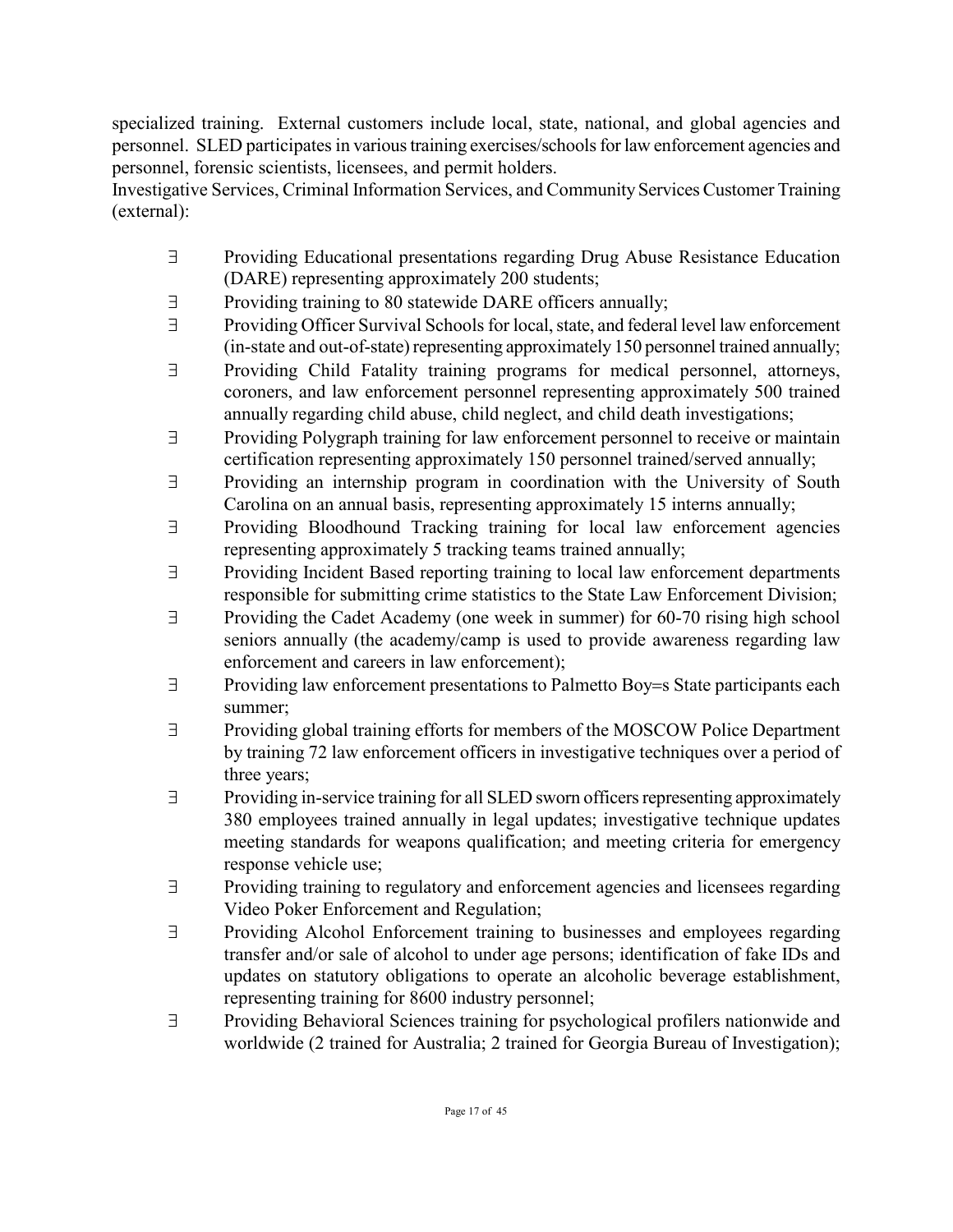specialized training. External customers include local, state, national, and global agencies and personnel. SLED participates in various training exercises/schools for law enforcement agencies and personnel, forensic scientists, licensees, and permit holders.

Investigative Services, Criminal Information Services, and Community Services Customer Training (external):

- Providing Educational presentations regarding Drug Abuse Resistance Education (DARE) representing approximately 200 students;
- Providing training to 80 statewide DARE officers annually;
- Providing Officer Survival Schools for local, state, and federal level law enforcement (in-state and out-of-state) representing approximately 150 personnel trained annually;
- Providing Child Fatality training programs for medical personnel, attorneys, coroners, and law enforcement personnel representing approximately 500 trained annually regarding child abuse, child neglect, and child death investigations;
- Providing Polygraph training for law enforcement personnel to receive or maintain certification representing approximately 150 personnel trained/served annually;
- Providing an internship program in coordination with the University of South Carolina on an annual basis, representing approximately 15 interns annually;
- Providing Bloodhound Tracking training for local law enforcement agencies representing approximately 5 tracking teams trained annually;
- Providing Incident Based reporting training to local law enforcement departments responsible for submitting crime statistics to the State Law Enforcement Division;
- Providing the Cadet Academy (one week in summer) for 60-70 rising high school seniors annually (the academy/camp is used to provide awareness regarding law enforcement and careers in law enforcement);
- Providing law enforcement presentations to Palmetto Boy=s State participants each summer;
- Providing global training efforts for members of the MOSCOW Police Department by training 72 law enforcement officers in investigative techniques over a period of three years;
- Providing in-service training for all SLED sworn officers representing approximately 380 employees trained annually in legal updates; investigative technique updates meeting standards for weapons qualification; and meeting criteria for emergency response vehicle use;
- Providing training to regulatory and enforcement agencies and licensees regarding Video Poker Enforcement and Regulation;
- Providing Alcohol Enforcement training to businesses and employees regarding transfer and/or sale of alcohol to under age persons; identification of fake IDs and updates on statutory obligations to operate an alcoholic beverage establishment, representing training for 8600 industry personnel;
- Providing Behavioral Sciences training for psychological profilers nationwide and worldwide (2 trained for Australia; 2 trained for Georgia Bureau of Investigation);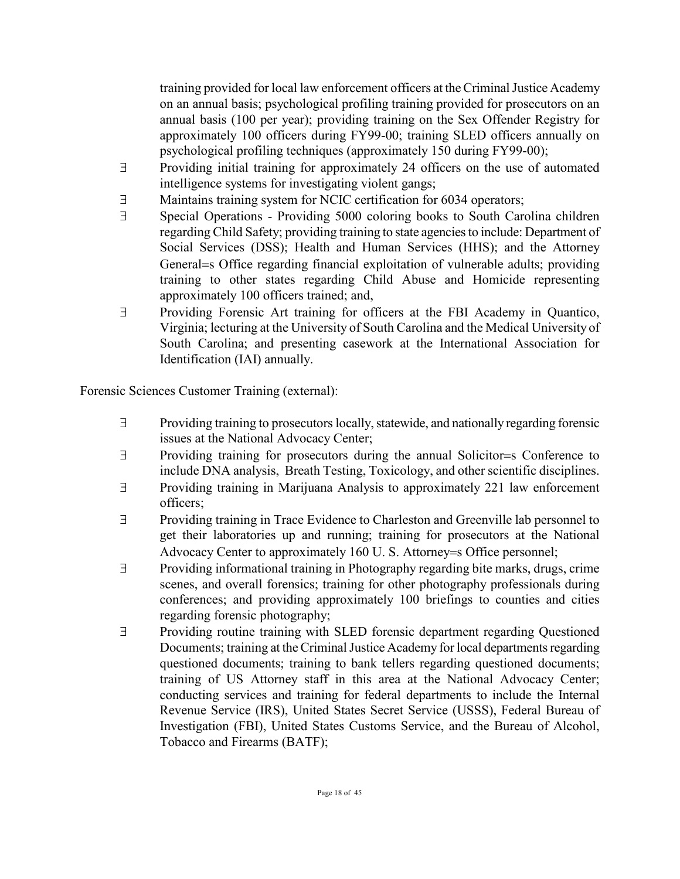training provided for local law enforcement officers at the Criminal Justice Academy on an annual basis; psychological profiling training provided for prosecutors on an annual basis (100 per year); providing training on the Sex Offender Registry for approximately 100 officers during FY99-00; training SLED officers annually on psychological profiling techniques (approximately 150 during FY99-00);

- Providing initial training for approximately 24 officers on the use of automated intelligence systems for investigating violent gangs;
- Maintains training system for NCIC certification for 6034 operators;
- Special Operations - Providing 5000 coloring books to South Carolina children regarding Child Safety; providing training to state agencies to include: Department of Social Services (DSS); Health and Human Services (HHS); and the Attorney General=s Office regarding financial exploitation of vulnerable adults; providing training to other states regarding Child Abuse and Homicide representing approximately 100 officers trained; and,
- Providing Forensic Art training for officers at the FBI Academy in Quantico, Virginia; lecturing at the University of South Carolina and the Medical University of South Carolina; and presenting casework at the International Association for Identification (IAI) annually.

Forensic Sciences Customer Training (external):

- Providing training to prosecutors locally, statewide, and nationally regarding forensic issues at the National Advocacy Center;
- Providing training for prosecutors during the annual Solicitor=s Conference to include DNA analysis, Breath Testing, Toxicology, and other scientific disciplines.
- Providing training in Marijuana Analysis to approximately 221 law enforcement officers;
- Providing training in Trace Evidence to Charleston and Greenville lab personnel to get their laboratories up and running; training for prosecutors at the National Advocacy Center to approximately 160 U. S. Attorney=s Office personnel;
- Providing informational training in Photography regarding bite marks, drugs, crime scenes, and overall forensics; training for other photography professionals during conferences; and providing approximately 100 briefings to counties and cities regarding forensic photography;
- Providing routine training with SLED forensic department regarding Questioned Documents; training at the Criminal Justice Academy for local departments regarding questioned documents; training to bank tellers regarding questioned documents; training of US Attorney staff in this area at the National Advocacy Center; conducting services and training for federal departments to include the Internal Revenue Service (IRS), United States Secret Service (USSS), Federal Bureau of Investigation (FBI), United States Customs Service, and the Bureau of Alcohol, Tobacco and Firearms (BATF);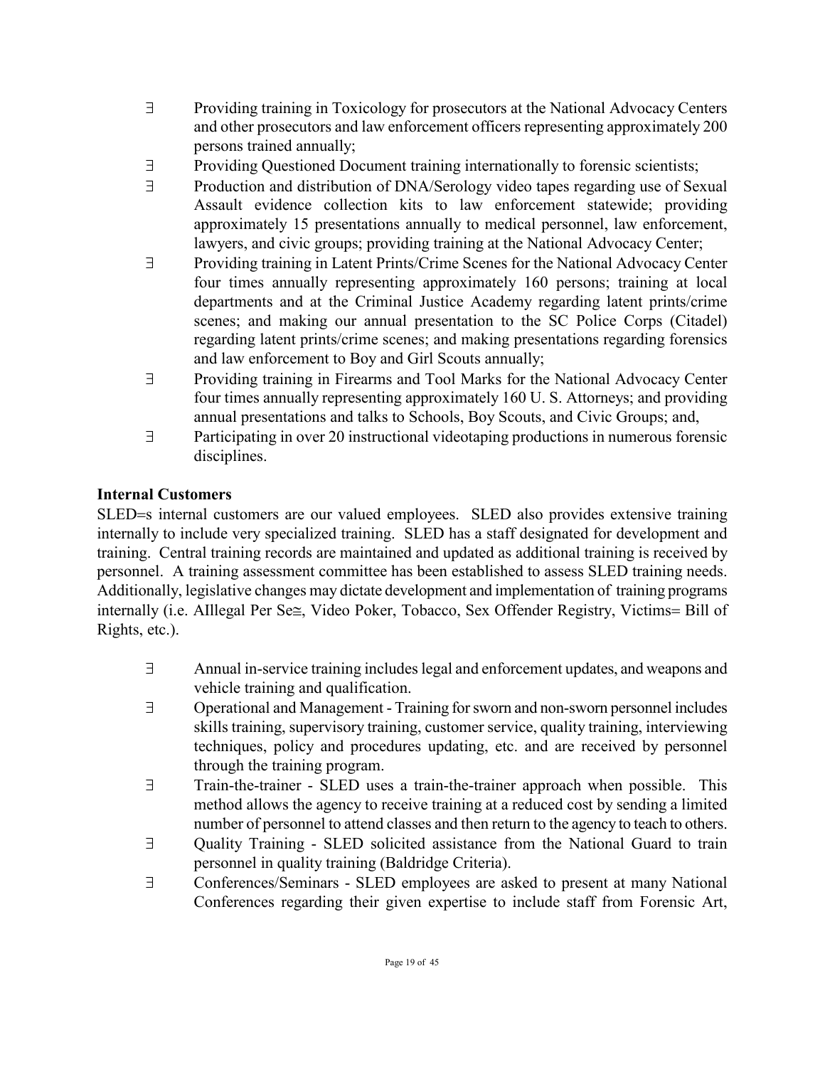- Providing training in Toxicology for prosecutors at the National Advocacy Centers and other prosecutors and law enforcement officers representing approximately 200 persons trained annually;
- Providing Questioned Document training internationally to forensic scientists;
- Production and distribution of DNA/Serology video tapes regarding use of Sexual Assault evidence collection kits to law enforcement statewide; providing approximately 15 presentations annually to medical personnel, law enforcement, lawyers, and civic groups; providing training at the National Advocacy Center;
- Providing training in Latent Prints/Crime Scenes for the National Advocacy Center four times annually representing approximately 160 persons; training at local departments and at the Criminal Justice Academy regarding latent prints/crime scenes; and making our annual presentation to the SC Police Corps (Citadel) regarding latent prints/crime scenes; and making presentations regarding forensics and law enforcement to Boy and Girl Scouts annually;
- Providing training in Firearms and Tool Marks for the National Advocacy Center four times annually representing approximately 160 U. S. Attorneys; and providing annual presentations and talks to Schools, Boy Scouts, and Civic Groups; and,
- Participating in over 20 instructional videotaping productions in numerous forensic disciplines.

**Internal Customers**

SLED=s internal customers are our valued employees. SLED also provides extensive training internally to include very specialized training. SLED has a staff designated for development and training. Central training records are maintained and updated as additional training is received by personnel. A training assessment committee has been established to assess SLED training needs. Additionally, legislative changes may dictate development and implementation of training programs internally (i.e. AIllegal Per Se≅, Video Poker, Tobacco, Sex Offender Registry, Victims= Bill of Rights, etc.).

- Annual in-service training includes legal and enforcement updates, and weapons and vehicle training and qualification.
- Operational and Management - Training for sworn and non-sworn personnel includes skills training, supervisory training, customer service, quality training, interviewing techniques, policy and procedures updating, etc. and are received by personnel through the training program.
- Train-the-trainer - SLED uses a train-the-trainer approach when possible. This method allows the agency to receive training at a reduced cost by sending a limited number of personnel to attend classes and then return to the agency to teach to others.
- Quality Training - SLED solicited assistance from the National Guard to train personnel in quality training (Baldridge Criteria).
- Conferences/Seminars - SLED employees are asked to present at many National Conferences regarding their given expertise to include staff from Forensic Art,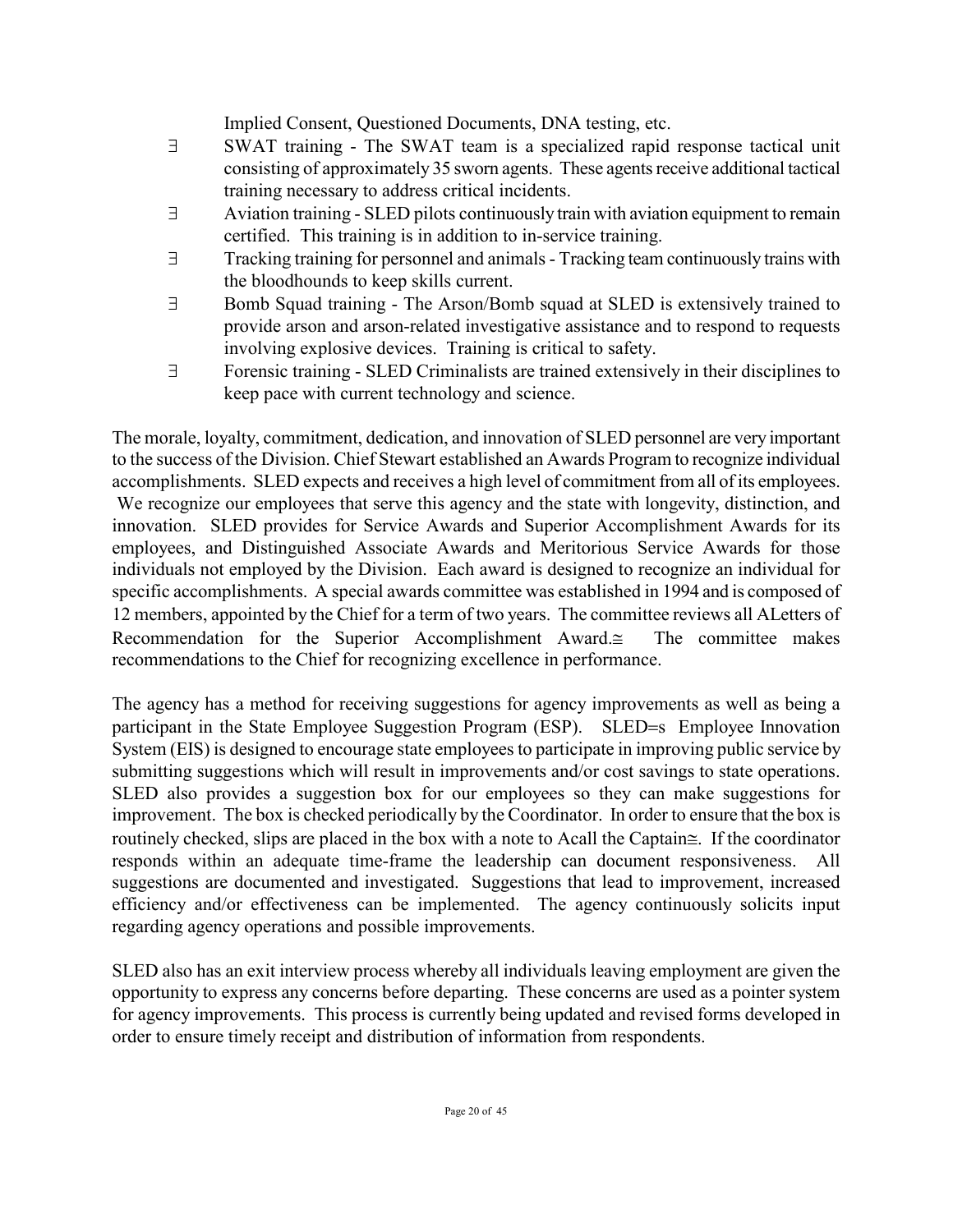Implied Consent, Questioned Documents, DNA testing, etc.

- SWAT training - The SWAT team is a specialized rapid response tactical unit consisting of approximately 35 sworn agents. These agents receive additional tactical training necessary to address critical incidents.
- Aviation training - SLED pilots continuously train with aviation equipment to remain certified. This training is in addition to in-service training.
- Tracking training for personnel and animals - Tracking team continuously trains with the bloodhounds to keep skills current.
- Bomb Squad training - The Arson/Bomb squad at SLED is extensively trained to provide arson and arson-related investigative assistance and to respond to requests involving explosive devices. Training is critical to safety.
- Forensic training - SLED Criminalists are trained extensively in their disciplines to keep pace with current technology and science.

The morale, loyalty, commitment, dedication, and innovation of SLED personnel are very important to the success of the Division. Chief Stewart established an Awards Program to recognize individual accomplishments. SLED expects and receives a high level of commitment from all of its employees. We recognize our employees that serve this agency and the state with longevity, distinction, and innovation. SLED provides for Service Awards and Superior Accomplishment Awards for its employees, and Distinguished Associate Awards and Meritorious Service Awards for those individuals not employed by the Division. Each award is designed to recognize an individual for specific accomplishments. A special awards committee was established in 1994 and is composed of 12 members, appointed by the Chief for a term of two years. The committee reviews all ALetters of Recommendation for the Superior Accomplishment Award.≅ The committee makes recommendations to the Chief for recognizing excellence in performance.

The agency has a method for receiving suggestions for agency improvements as well as being a participant in the State Employee Suggestion Program (ESP). SLED=s Employee Innovation System (EIS) is designed to encourage state employees to participate in improving public service by submitting suggestions which will result in improvements and/or cost savings to state operations. SLED also provides a suggestion box for our employees so they can make suggestions for improvement. The box is checked periodically by the Coordinator. In order to ensure that the box is routinely checked, slips are placed in the box with a note to Acall the Captain≅. If the coordinator responds within an adequate time-frame the leadership can document responsiveness. All suggestions are documented and investigated. Suggestions that lead to improvement, increased efficiency and/or effectiveness can be implemented. The agency continuously solicits input regarding agency operations and possible improvements.

SLED also has an exit interview process whereby all individuals leaving employment are given the opportunity to express any concerns before departing. These concerns are used as a pointer system for agency improvements. This process is currently being updated and revised forms developed in order to ensure timely receipt and distribution of information from respondents.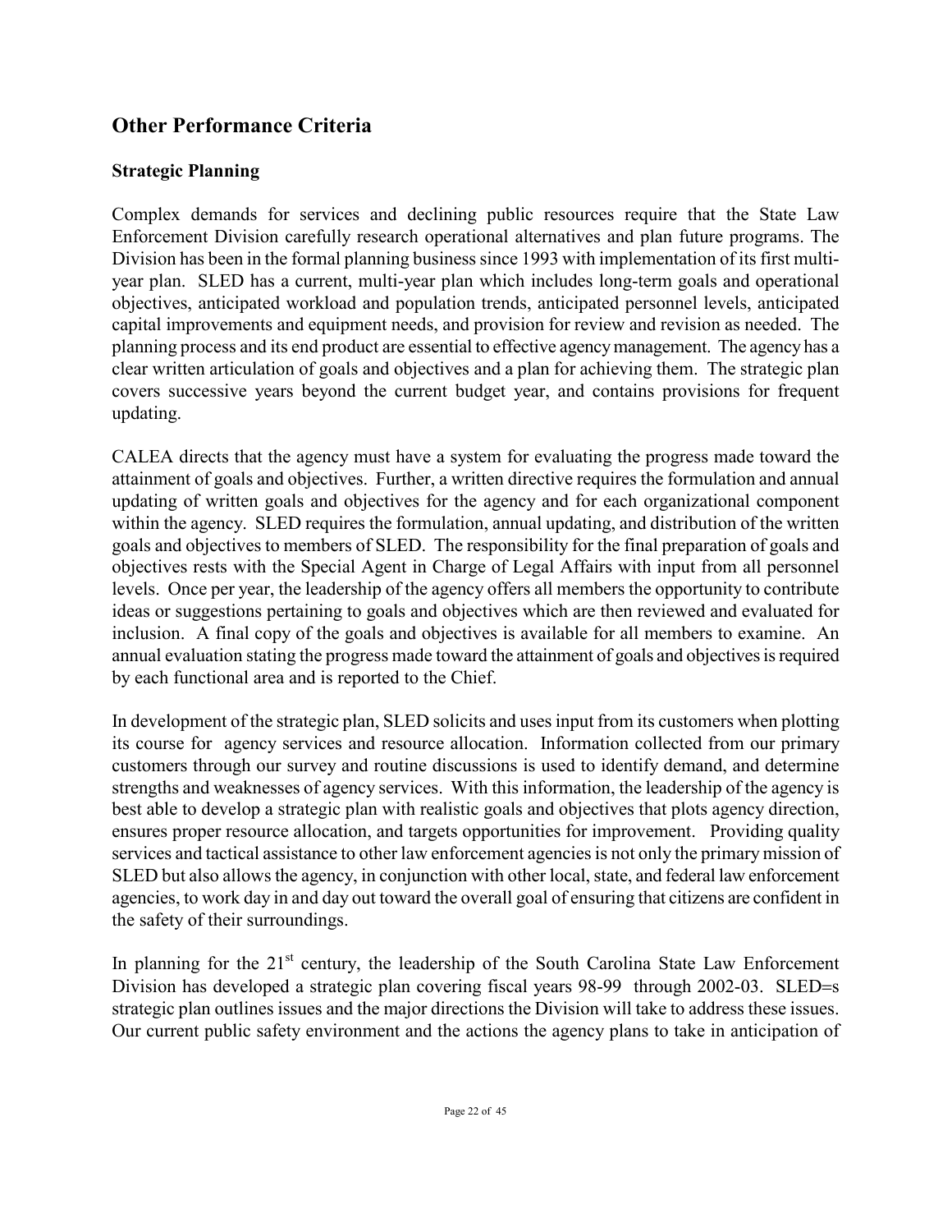## Other Performance Criteria

### Strategic Planning

Complex demands for services and declining public resources require that the State Law Enforcement Division carefully research operational alternatives and plan future programs. The Division has been in the formal planning business since 1993 with implementation of its first multi-year plan. SLED has a current, multi-year plan which includes long-term goals and operational objectives, anticipated workload and population trends, anticipated personnel levels, anticipated capital improvements and equipment needs, and provision for review and revision as needed. The planning process and its end product are essential to effective agency management. The agency has a clear written articulation of goals and objectives and a plan for achieving them. The strategic plan covers successive years beyond the current budget year, and contains provisions for frequent updating.

CALEA directs that the agency must have a system for evaluating the progress made toward the attainment of goals and objectives. Further, a written directive requires the formulation and annual updating of written goals and objectives for the agency and for each organizational component within the agency. SLED requires the formulation, annual updating, and distribution of the written goals and objectives to members of SLED. The responsibility for the final preparation of goals and objectives rests with the Special Agent in Charge of Legal Affairs with input from all personnel levels. Once per year, the leadership of the agency offers all members the opportunity to contribute ideas or suggestions pertaining to goals and objectives which are then reviewed and evaluated for inclusion. A final copy of the goals and objectives is available for all members to examine. An annual evaluation stating the progress made toward the attainment of goals and objectives is required by each functional area and is reported to the Chief.

In development of the strategic plan, SLED solicits and uses input from its customers when plotting its course for agency services and resource allocation. Information collected from our primary customers through our survey and routine discussions is used to identify demand, and determine strengths and weaknesses of agency services. With this information, the leadership of the agency is best able to develop a strategic plan with realistic goals and objectives that plots agency direction, ensures proper resource allocation, and targets opportunities for improvement. Providing quality services and tactical assistance to other law enforcement agencies is not only the primary mission of SLED but also allows the agency, in conjunction with other local, state, and federal law enforcement agencies, to work day in and day out toward the overall goal of ensuring that citizens are confident in the safety of their surroundings.

In planning for the 21st century, the leadership of the South Carolina State Law Enforcement Division has developed a strategic plan covering fiscal years 98-99 through 2002-03. SLED=s strategic plan outlines issues and the major directions the Division will take to address these issues. Our current public safety environment and the actions the agency plans to take in anticipation of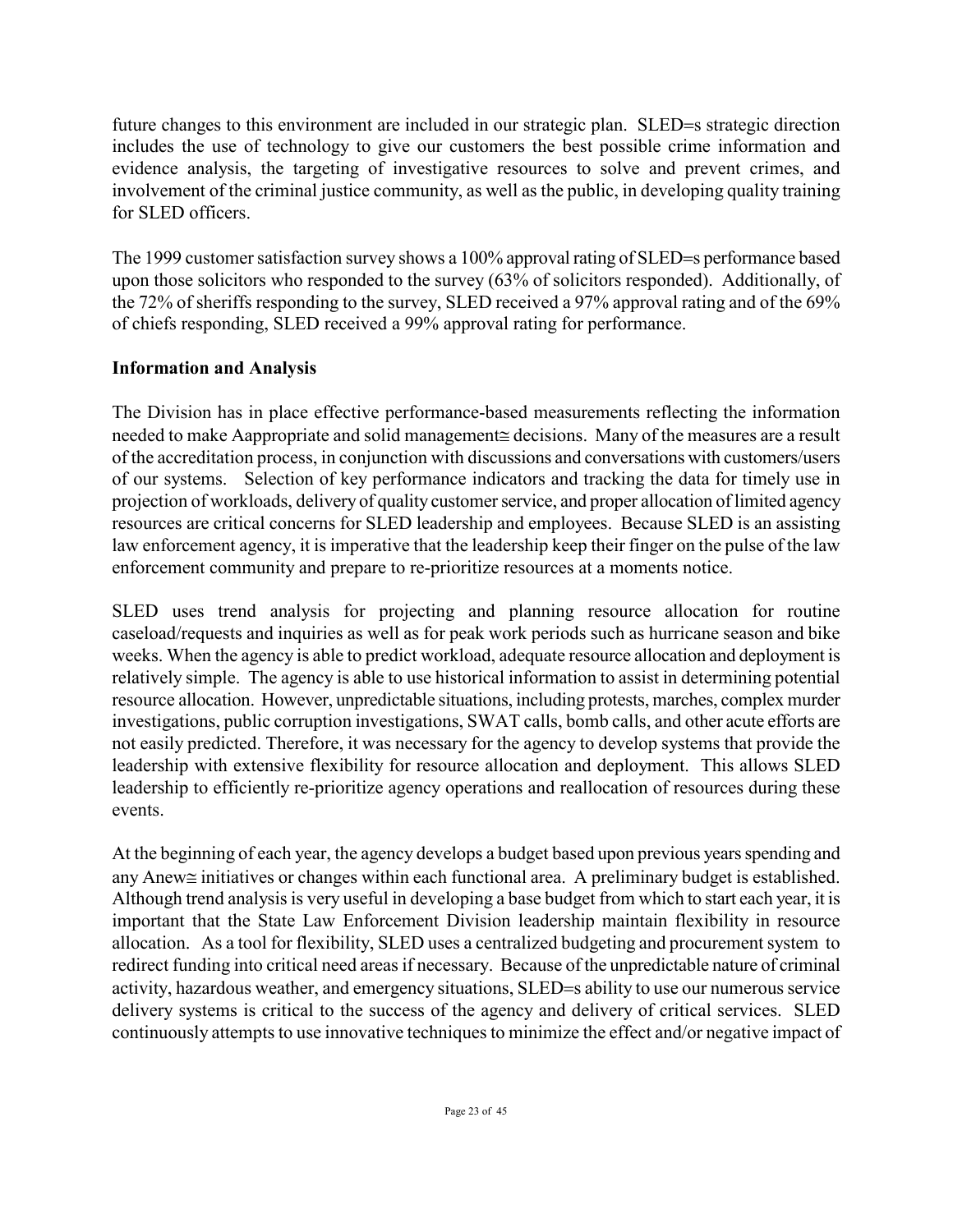future changes to this environment are included in our strategic plan. SLED=s strategic direction includes the use of technology to give our customers the best possible crime information and evidence analysis, the targeting of investigative resources to solve and prevent crimes, and involvement of the criminal justice community, as well as the public, in developing quality training for SLED officers.

The 1999 customer satisfaction survey shows a 100% approval rating of SLED=s performance based upon those solicitors who responded to the survey (63% of solicitors responded). Additionally, of the 72% of sheriffs responding to the survey, SLED received a 97% approval rating and of the 69% of chiefs responding, SLED received a 99% approval rating for performance.

**Information and Analysis**

The Division has in place effective performance-based measurements reflecting the information needed to make Aappropriate and solid management≅ decisions. Many of the measures are a result of the accreditation process, in conjunction with discussions and conversations with customers/users of our systems. Selection of key performance indicators and tracking the data for timely use in projection of workloads, delivery of quality customer service, and proper allocation of limited agency resources are critical concerns for SLED leadership and employees. Because SLED is an assisting law enforcement agency, it is imperative that the leadership keep their finger on the pulse of the law enforcement community and prepare to re-prioritize resources at a moments notice.

SLED uses trend analysis for projecting and planning resource allocation for routine caseload/requests and inquiries as well as for peak work periods such as hurricane season and bike weeks. When the agency is able to predict workload, adequate resource allocation and deployment is relatively simple. The agency is able to use historical information to assist in determining potential resource allocation. However, unpredictable situations, including protests, marches, complex murder investigations, public corruption investigations, SWAT calls, bomb calls, and other acute efforts are not easily predicted. Therefore, it was necessary for the agency to develop systems that provide the leadership with extensive flexibility for resource allocation and deployment. This allows SLED leadership to efficiently re-prioritize agency operations and reallocation of resources during these events.

At the beginning of each year, the agency develops a budget based upon previous years spending and any Anew≅ initiatives or changes within each functional area. A preliminary budget is established. Although trend analysis is very useful in developing a base budget from which to start each year, it is important that the State Law Enforcement Division leadership maintain flexibility in resource allocation. As a tool for flexibility, SLED uses a centralized budgeting and procurement system to redirect funding into critical need areas if necessary. Because of the unpredictable nature of criminal activity, hazardous weather, and emergency situations, SLED=s ability to use our numerous service delivery systems is critical to the success of the agency and delivery of critical services. SLED continuously attempts to use innovative techniques to minimize the effect and/or negative impact of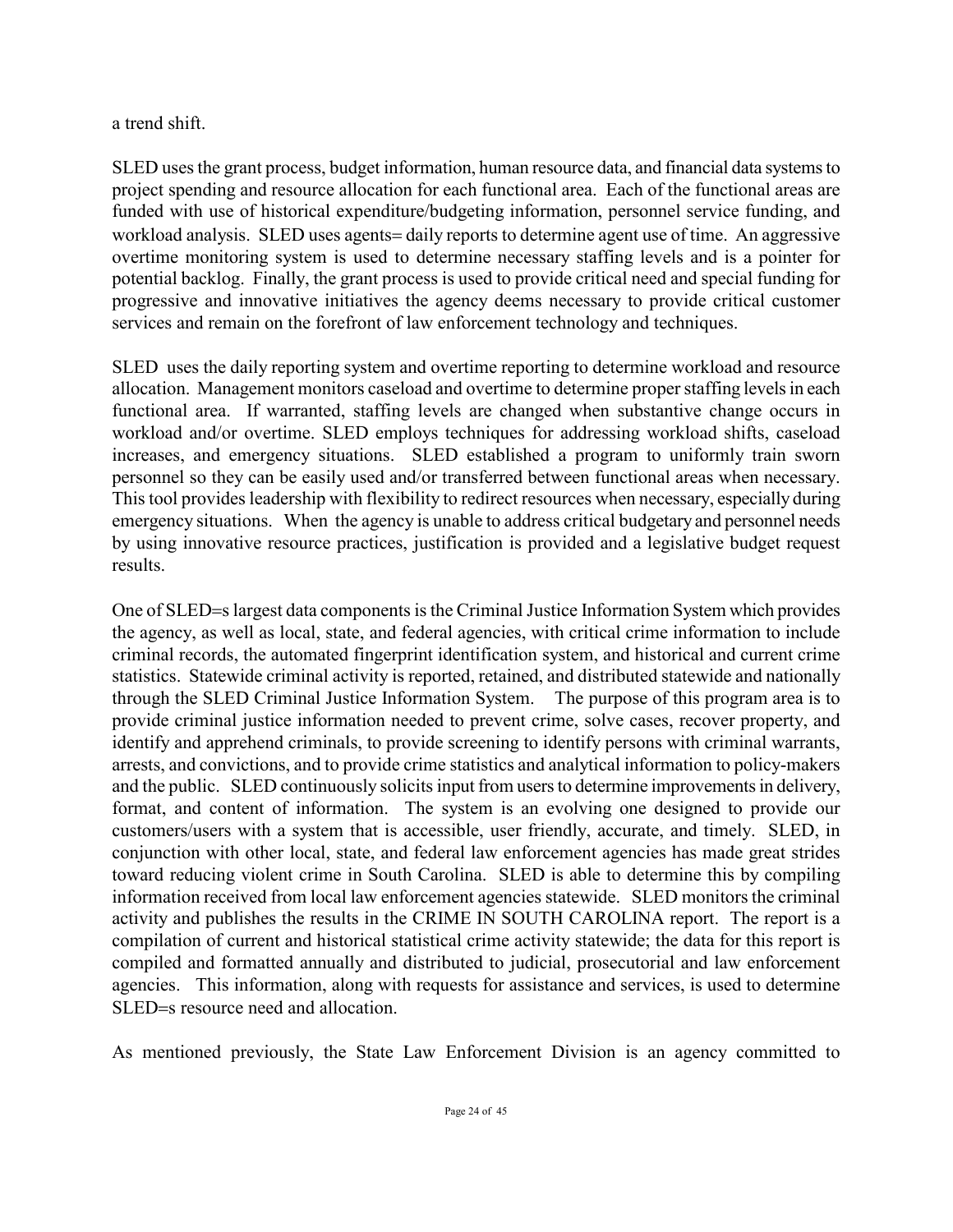a trend shift.

SLED uses the grant process, budget information, human resource data, and financial data systems to project spending and resource allocation for each functional area. Each of the functional areas are funded with use of historical expenditure/budgeting information, personnel service funding, and workload analysis. SLED uses agents= daily reports to determine agent use of time. An aggressive overtime monitoring system is used to determine necessary staffing levels and is a pointer for potential backlog. Finally, the grant process is used to provide critical need and special funding for progressive and innovative initiatives the agency deems necessary to provide critical customer services and remain on the forefront of law enforcement technology and techniques.

SLED uses the daily reporting system and overtime reporting to determine workload and resource allocation. Management monitors caseload and overtime to determine proper staffing levels in each functional area. If warranted, staffing levels are changed when substantive change occurs in workload and/or overtime. SLED employs techniques for addressing workload shifts, caseload increases, and emergency situations. SLED established a program to uniformly train sworn personnel so they can be easily used and/or transferred between functional areas when necessary. This tool provides leadership with flexibility to redirect resources when necessary, especially during emergency situations. When the agency is unable to address critical budgetary and personnel needs by using innovative resource practices, justification is provided and a legislative budget request results.

One of SLED=s largest data components is the Criminal Justice Information System which provides the agency, as well as local, state, and federal agencies, with critical crime information to include criminal records, the automated fingerprint identification system, and historical and current crime statistics. Statewide criminal activity is reported, retained, and distributed statewide and nationally through the SLED Criminal Justice Information System. The purpose of this program area is to provide criminal justice information needed to prevent crime, solve cases, recover property, and identify and apprehend criminals, to provide screening to identify persons with criminal warrants, arrests, and convictions, and to provide crime statistics and analytical information to policy-makers and the public. SLED continuously solicits input from users to determine improvements in delivery, format, and content of information. The system is an evolving one designed to provide our customers/users with a system that is accessible, user friendly, accurate, and timely. SLED, in conjunction with other local, state, and federal law enforcement agencies has made great strides toward reducing violent crime in South Carolina. SLED is able to determine this by compiling information received from local law enforcement agencies statewide. SLED monitors the criminal activity and publishes the results in the CRIME IN SOUTH CAROLINA report. The report is a compilation of current and historical statistical crime activity statewide; the data for this report is compiled and formatted annually and distributed to judicial, prosecutorial and law enforcement agencies. This information, along with requests for assistance and services, is used to determine SLED=s resource need and allocation.

As mentioned previously, the State Law Enforcement Division is an agency committed to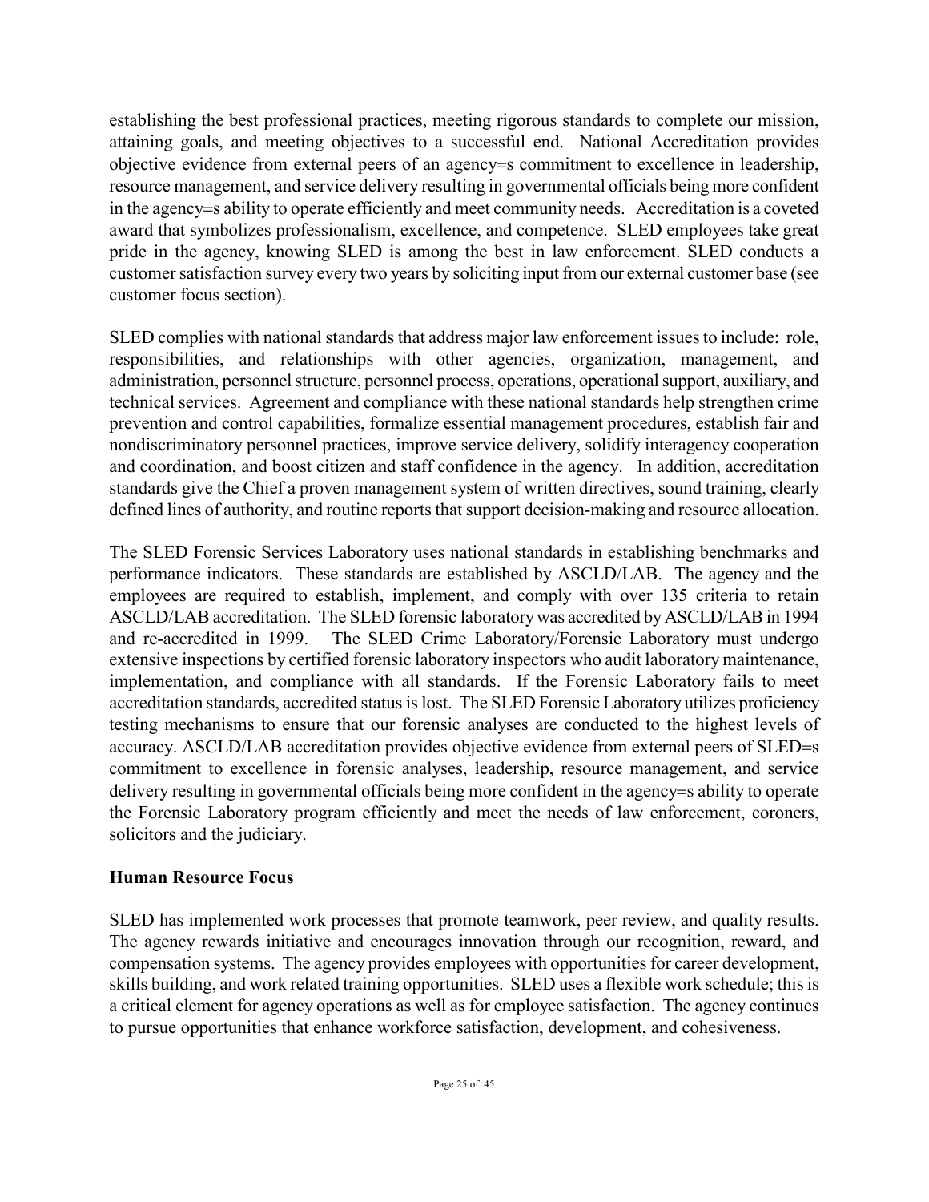establishing the best professional practices, meeting rigorous standards to complete our mission, attaining goals, and meeting objectives to a successful end. National Accreditation provides objective evidence from external peers of an agency=s commitment to excellence in leadership, resource management, and service delivery resulting in governmental officials being more confident in the agency=s ability to operate efficiently and meet community needs. Accreditation is a coveted award that symbolizes professionalism, excellence, and competence. SLED employees take great pride in the agency, knowing SLED is among the best in law enforcement. SLED conducts a customer satisfaction survey every two years by soliciting input from our external customer base (see customer focus section).

SLED complies with national standards that address major law enforcement issues to include: role, responsibilities, and relationships with other agencies, organization, management, and administration, personnel structure, personnel process, operations, operational support, auxiliary, and technical services. Agreement and compliance with these national standards help strengthen crime prevention and control capabilities, formalize essential management procedures, establish fair and nondiscriminatory personnel practices, improve service delivery, solidify interagency cooperation and coordination, and boost citizen and staff confidence in the agency. In addition, accreditation standards give the Chief a proven management system of written directives, sound training, clearly defined lines of authority, and routine reports that support decision-making and resource allocation.

The SLED Forensic Services Laboratory uses national standards in establishing benchmarks and performance indicators. These standards are established by ASCLD/LAB. The agency and the employees are required to establish, implement, and comply with over 135 criteria to retain ASCLD/LAB accreditation. The SLED forensic laboratory was accredited by ASCLD/LAB in 1994 and re-accredited in 1999. The SLED Crime Laboratory/Forensic Laboratory must undergo extensive inspections by certified forensic laboratory inspectors who audit laboratory maintenance, implementation, and compliance with all standards. If the Forensic Laboratory fails to meet accreditation standards, accredited status is lost. The SLED Forensic Laboratory utilizes proficiency testing mechanisms to ensure that our forensic analyses are conducted to the highest levels of accuracy. ASCLD/LAB accreditation provides objective evidence from external peers of SLED=s commitment to excellence in forensic analyses, leadership, resource management, and service delivery resulting in governmental officials being more confident in the agency=s ability to operate the Forensic Laboratory program efficiently and meet the needs of law enforcement, coroners, solicitors and the judiciary.

**Human Resource Focus**

SLED has implemented work processes that promote teamwork, peer review, and quality results. The agency rewards initiative and encourages innovation through our recognition, reward, and compensation systems. The agency provides employees with opportunities for career development, skills building, and work related training opportunities. SLED uses a flexible work schedule; this is a critical element for agency operations as well as for employee satisfaction. The agency continues to pursue opportunities that enhance workforce satisfaction, development, and cohesiveness.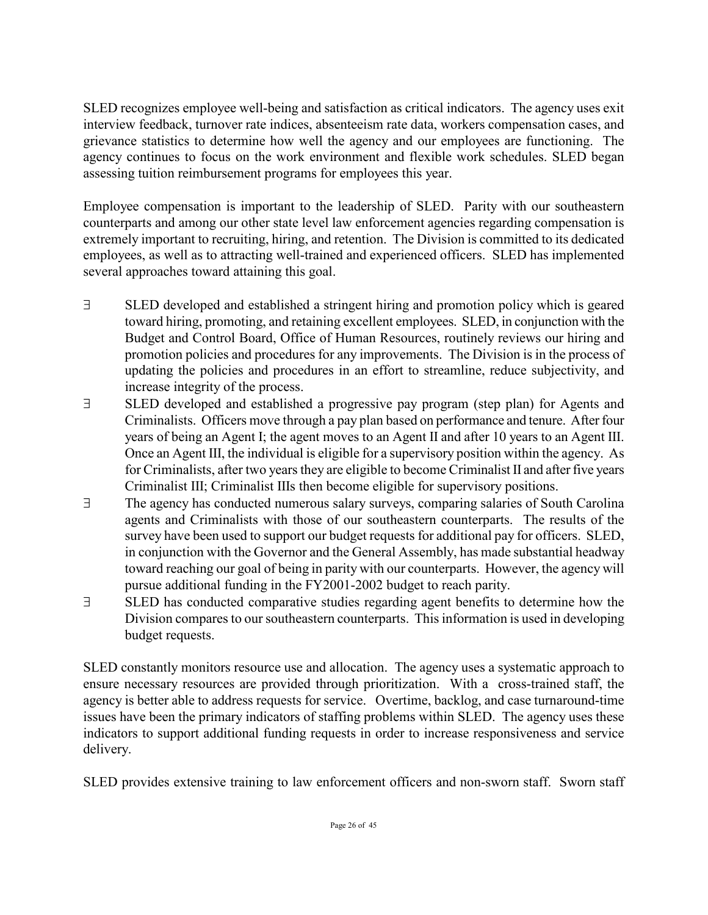SLED recognizes employee well-being and satisfaction as critical indicators. The agency uses exit interview feedback, turnover rate indices, absenteeism rate data, workers compensation cases, and grievance statistics to determine how well the agency and our employees are functioning. The agency continues to focus on the work environment and flexible work schedules. SLED began assessing tuition reimbursement programs for employees this year.

Employee compensation is important to the leadership of SLED. Parity with our southeastern counterparts and among our other state level law enforcement agencies regarding compensation is extremely important to recruiting, hiring, and retention. The Division is committed to its dedicated employees, as well as to attracting well-trained and experienced officers. SLED has implemented several approaches toward attaining this goal.

- SLED developed and established a stringent hiring and promotion policy which is geared toward hiring, promoting, and retaining excellent employees. SLED, in conjunction with the Budget and Control Board, Office of Human Resources, routinely reviews our hiring and promotion policies and procedures for any improvements. The Division is in the process of updating the policies and procedures in an effort to streamline, reduce subjectivity, and increase integrity of the process.
- SLED developed and established a progressive pay program (step plan) for Agents and Criminalists. Officers move through a pay plan based on performance and tenure. After four years of being an Agent I; the agent moves to an Agent II and after 10 years to an Agent III. Once an Agent III, the individual is eligible for a supervisory position within the agency. As for Criminalists, after two years they are eligible to become Criminalist II and after five years Criminalist III; Criminalist IIIs then become eligible for supervisory positions.
- The agency has conducted numerous salary surveys, comparing salaries of South Carolina agents and Criminalists with those of our southeastern counterparts. The results of the survey have been used to support our budget requests for additional pay for officers. SLED, in conjunction with the Governor and the General Assembly, has made substantial headway toward reaching our goal of being in parity with our counterparts. However, the agency will pursue additional funding in the FY2001-2002 budget to reach parity.
- SLED has conducted comparative studies regarding agent benefits to determine how the Division compares to our southeastern counterparts. This information is used in developing budget requests.

SLED constantly monitors resource use and allocation. The agency uses a systematic approach to ensure necessary resources are provided through prioritization. With a cross-trained staff, the agency is better able to address requests for service. Overtime, backlog, and case turnaround-time issues have been the primary indicators of staffing problems within SLED. The agency uses these indicators to support additional funding requests in order to increase responsiveness and service delivery.

SLED provides extensive training to law enforcement officers and non-sworn staff. Sworn staff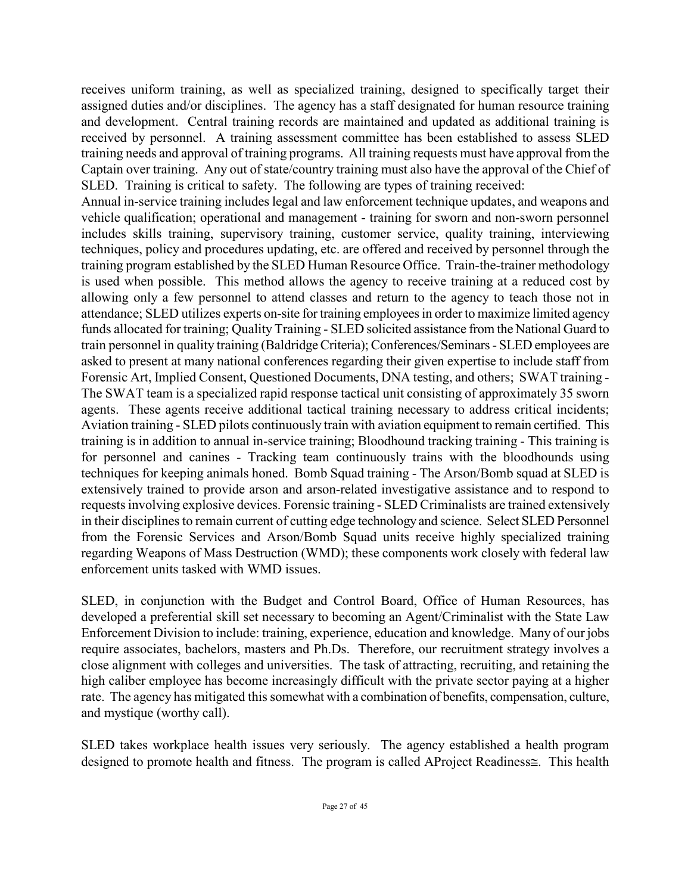receives uniform training, as well as specialized training, designed to specifically target their assigned duties and/or disciplines. The agency has a staff designated for human resource training and development. Central training records are maintained and updated as additional training is received by personnel. A training assessment committee has been established to assess SLED training needs and approval of training programs. All training requests must have approval from the Captain over training. Any out of state/country training must also have the approval of the Chief of SLED. Training is critical to safety. The following are types of training received:
Annual in-service training includes legal and law enforcement technique updates, and weapons and vehicle qualification; operational and management - training for sworn and non-sworn personnel includes skills training, supervisory training, customer service, quality training, interviewing techniques, policy and procedures updating, etc. are offered and received by personnel through the training program established by the SLED Human Resource Office. Train-the-trainer methodology is used when possible. This method allows the agency to receive training at a reduced cost by allowing only a few personnel to attend classes and return to the agency to teach those not in attendance; SLED utilizes experts on-site for training employees in order to maximize limited agency funds allocated for training; Quality Training - SLED solicited assistance from the National Guard to train personnel in quality training (Baldridge Criteria); Conferences/Seminars - SLED employees are asked to present at many national conferences regarding their given expertise to include staff from Forensic Art, Implied Consent, Questioned Documents, DNA testing, and others; SWAT training - The SWAT team is a specialized rapid response tactical unit consisting of approximately 35 sworn agents. These agents receive additional tactical training necessary to address critical incidents; Aviation training - SLED pilots continuously train with aviation equipment to remain certified. This training is in addition to annual in-service training; Bloodhound tracking training - This training is for personnel and canines - Tracking team continuously trains with the bloodhounds using techniques for keeping animals honed. Bomb Squad training - The Arson/Bomb squad at SLED is extensively trained to provide arson and arson-related investigative assistance and to respond to requests involving explosive devices. Forensic training - SLED Criminalists are trained extensively in their disciplines to remain current of cutting edge technology and science. Select SLED Personnel from the Forensic Services and Arson/Bomb Squad units receive highly specialized training regarding Weapons of Mass Destruction (WMD); these components work closely with federal law enforcement units tasked with WMD issues.

SLED, in conjunction with the Budget and Control Board, Office of Human Resources, has developed a preferential skill set necessary to becoming an Agent/Criminalist with the State Law Enforcement Division to include: training, experience, education and knowledge. Many of our jobs require associates, bachelors, masters and Ph.Ds. Therefore, our recruitment strategy involves a close alignment with colleges and universities. The task of attracting, recruiting, and retaining the high caliber employee has become increasingly difficult with the private sector paying at a higher rate. The agency has mitigated this somewhat with a combination of benefits, compensation, culture, and mystique (worthy call).

SLED takes workplace health issues very seriously. The agency established a health program designed to promote health and fitness. The program is called AProject Readiness≅. This health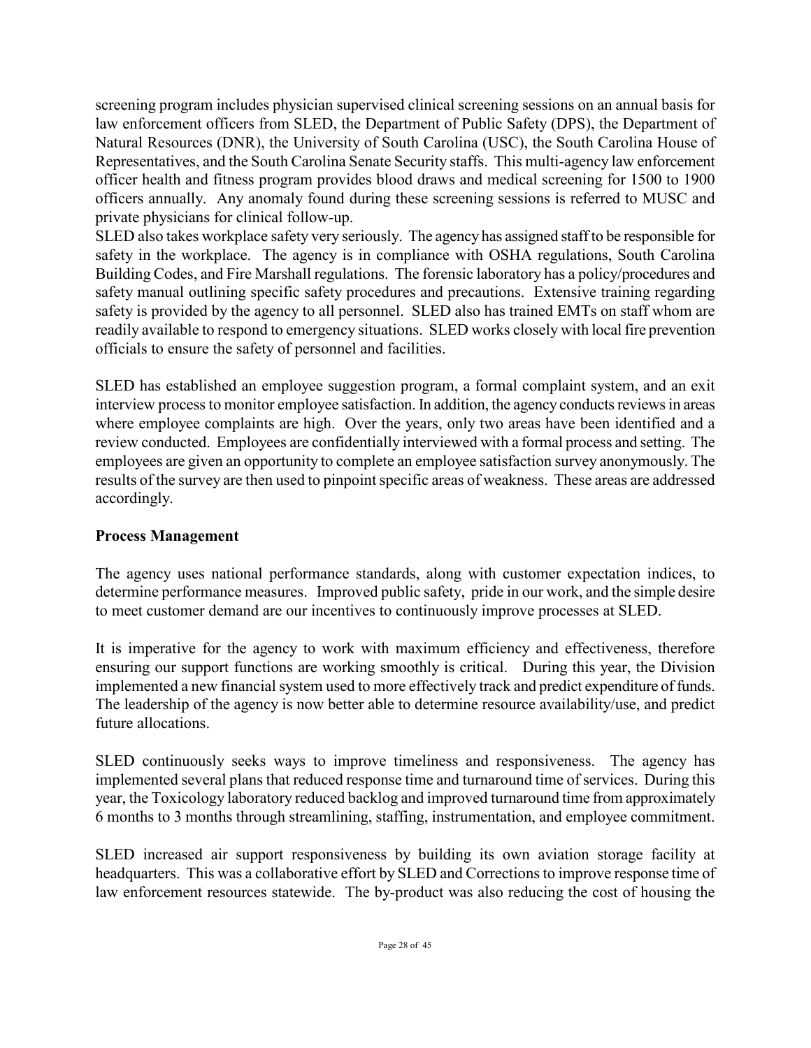screening program includes physician supervised clinical screening sessions on an annual basis for law enforcement officers from SLED, the Department of Public Safety (DPS), the Department of Natural Resources (DNR), the University of South Carolina (USC), the South Carolina House of Representatives, and the South Carolina Senate Security staffs. This multi-agency law enforcement officer health and fitness program provides blood draws and medical screening for 1500 to 1900 officers annually. Any anomaly found during these screening sessions is referred to MUSC and private physicians for clinical follow-up.

SLED also takes workplace safety very seriously. The agency has assigned staff to be responsible for safety in the workplace. The agency is in compliance with OSHA regulations, South Carolina Building Codes, and Fire Marshall regulations. The forensic laboratory has a policy/procedures and safety manual outlining specific safety procedures and precautions. Extensive training regarding safety is provided by the agency to all personnel. SLED also has trained EMTs on staff whom are readily available to respond to emergency situations. SLED works closely with local fire prevention officials to ensure the safety of personnel and facilities.

SLED has established an employee suggestion program, a formal complaint system, and an exit interview process to monitor employee satisfaction. In addition, the agency conducts reviews in areas where employee complaints are high. Over the years, only two areas have been identified and a review conducted. Employees are confidentially interviewed with a formal process and setting. The employees are given an opportunity to complete an employee satisfaction survey anonymously. The results of the survey are then used to pinpoint specific areas of weakness. These areas are addressed accordingly.

**Process Management**

The agency uses national performance standards, along with customer expectation indices, to determine performance measures. Improved public safety, pride in our work, and the simple desire to meet customer demand are our incentives to continuously improve processes at SLED.

It is imperative for the agency to work with maximum efficiency and effectiveness, therefore ensuring our support functions are working smoothly is critical. During this year, the Division implemented a new financial system used to more effectively track and predict expenditure of funds. The leadership of the agency is now better able to determine resource availability/use, and predict future allocations.

SLED continuously seeks ways to improve timeliness and responsiveness. The agency has implemented several plans that reduced response time and turnaround time of services. During this year, the Toxicology laboratory reduced backlog and improved turnaround time from approximately 6 months to 3 months through streamlining, staffing, instrumentation, and employee commitment.

SLED increased air support responsiveness by building its own aviation storage facility at headquarters. This was a collaborative effort by SLED and Corrections to improve response time of law enforcement resources statewide. The by-product was also reducing the cost of housing the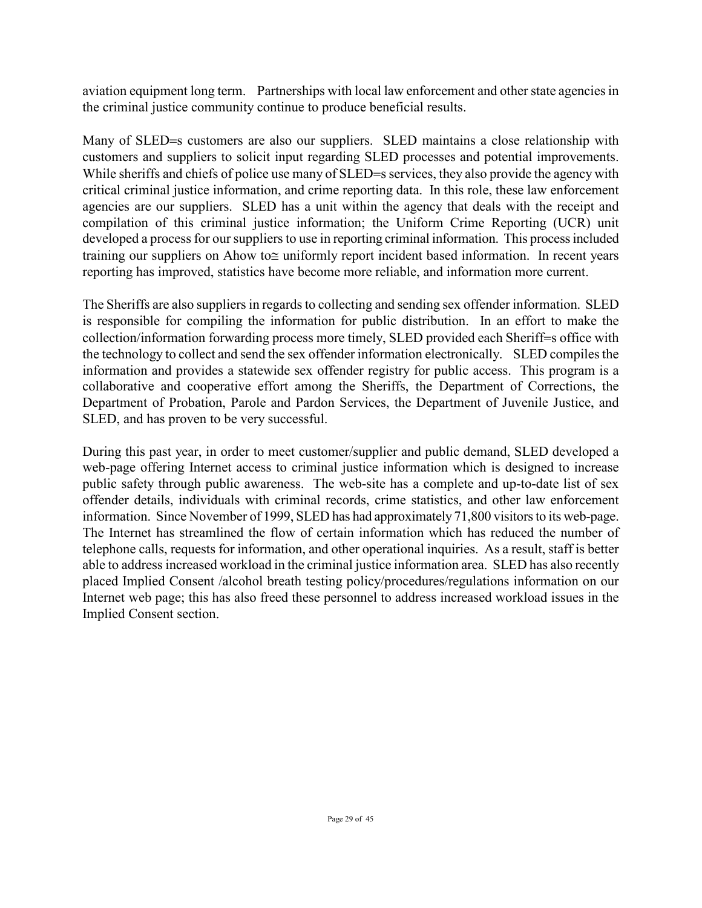aviation equipment long term. Partnerships with local law enforcement and other state agencies in the criminal justice community continue to produce beneficial results.

Many of SLED=s customers are also our suppliers. SLED maintains a close relationship with customers and suppliers to solicit input regarding SLED processes and potential improvements. While sheriffs and chiefs of police use many of SLED=s services, they also provide the agency with critical criminal justice information, and crime reporting data. In this role, these law enforcement agencies are our suppliers. SLED has a unit within the agency that deals with the receipt and compilation of this criminal justice information; the Uniform Crime Reporting (UCR) unit developed a process for our suppliers to use in reporting criminal information. This process included training our suppliers on Ahow to≅ uniformly report incident based information. In recent years reporting has improved, statistics have become more reliable, and information more current.

The Sheriffs are also suppliers in regards to collecting and sending sex offender information. SLED is responsible for compiling the information for public distribution. In an effort to make the collection/information forwarding process more timely, SLED provided each Sheriff=s office with the technology to collect and send the sex offender information electronically. SLED compiles the information and provides a statewide sex offender registry for public access. This program is a collaborative and cooperative effort among the Sheriffs, the Department of Corrections, the Department of Probation, Parole and Pardon Services, the Department of Juvenile Justice, and SLED, and has proven to be very successful.

During this past year, in order to meet customer/supplier and public demand, SLED developed a web-page offering Internet access to criminal justice information which is designed to increase public safety through public awareness. The web-site has a complete and up-to-date list of sex offender details, individuals with criminal records, crime statistics, and other law enforcement information. Since November of 1999, SLED has had approximately 71,800 visitors to its web-page. The Internet has streamlined the flow of certain information which has reduced the number of telephone calls, requests for information, and other operational inquiries. As a result, staff is better able to address increased workload in the criminal justice information area. SLED has also recently placed Implied Consent /alcohol breath testing policy/procedures/regulations information on our Internet web page; this has also freed these personnel to address increased workload issues in the Implied Consent section.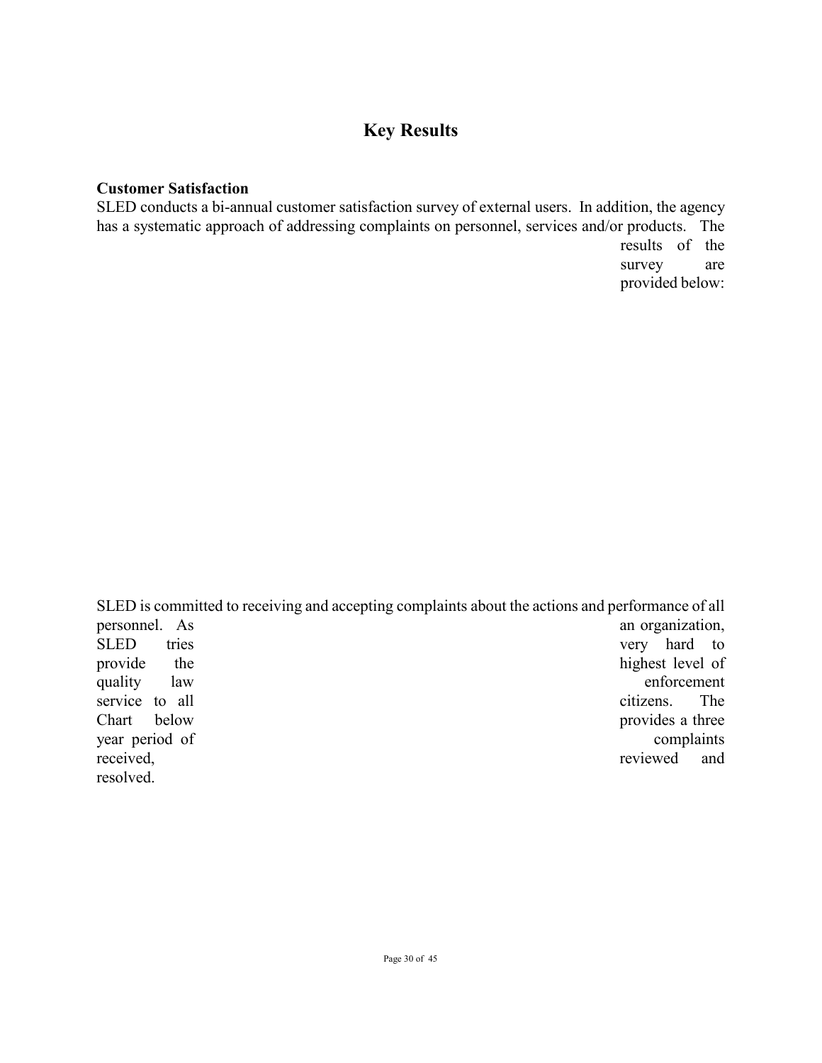## Key Results

**Customer Satisfaction**

SLED conducts a bi-annual customer satisfaction survey of external users. In addition, the agency has a systematic approach of addressing complaints on personnel, services and/or products. The results of the survey are provided below:

SLED is committed to receiving and accepting complaints about the actions and performance of all personnel. As an organization, SLED tries very hard to provide the highest level of quality law enforcement service to all citizens. The Chart below provides a three year period of complaints received, reviewed and resolved.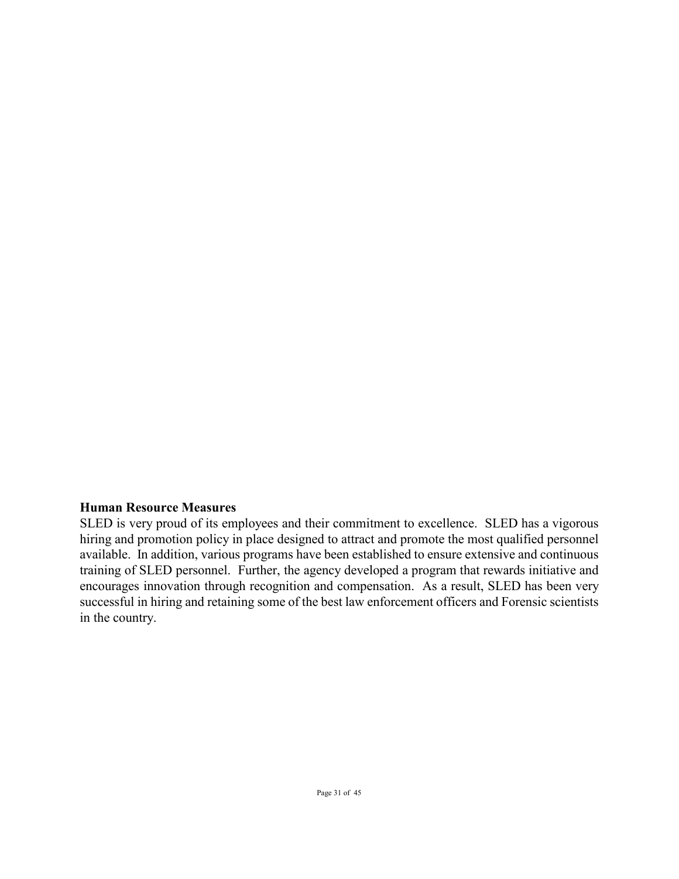**Human Resource Measures**

SLED is very proud of its employees and their commitment to excellence. SLED has a vigorous hiring and promotion policy in place designed to attract and promote the most qualified personnel available. In addition, various programs have been established to ensure extensive and continuous training of SLED personnel. Further, the agency developed a program that rewards initiative and encourages innovation through recognition and compensation. As a result, SLED has been very successful in hiring and retaining some of the best law enforcement officers and Forensic scientists in the country.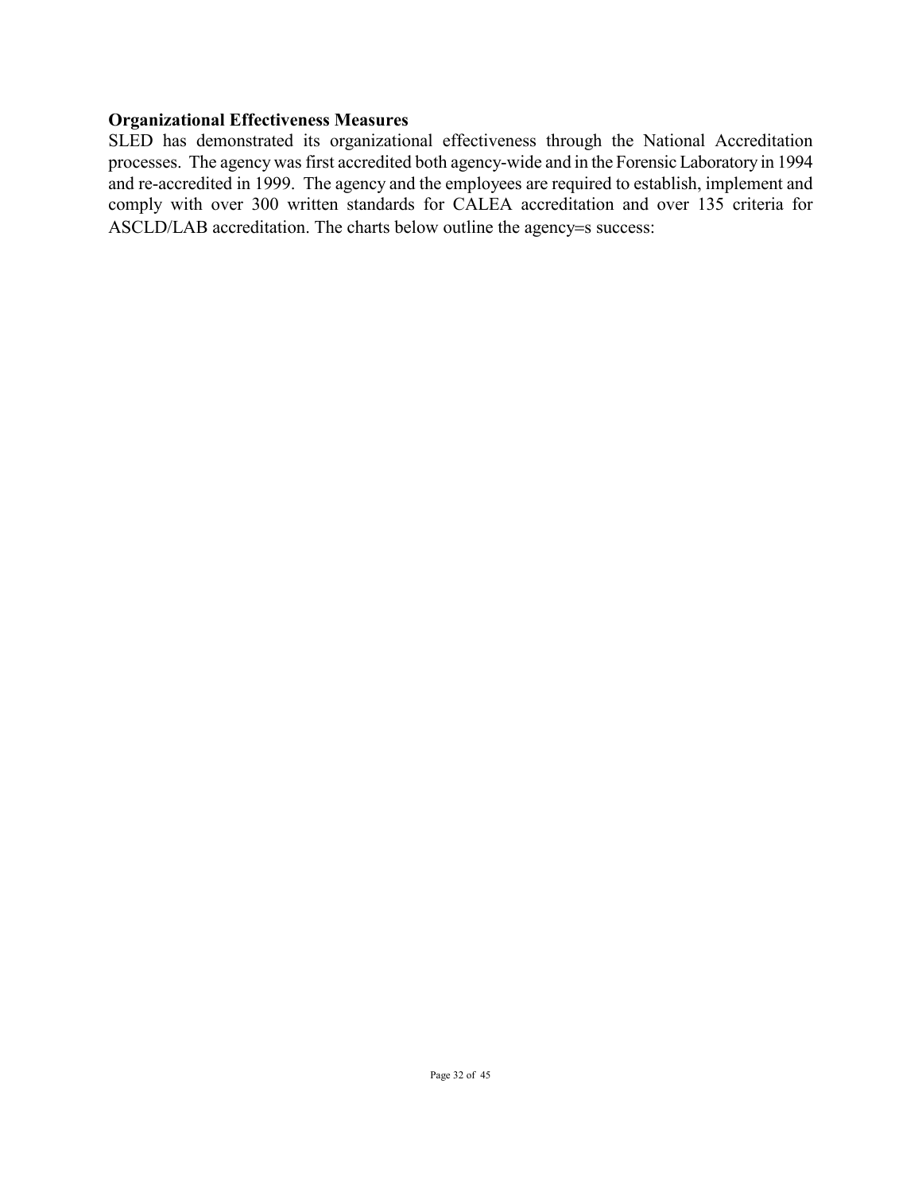**Organizational Effectiveness Measures**

SLED has demonstrated its organizational effectiveness through the National Accreditation processes. The agency was first accredited both agency-wide and in the Forensic Laboratory in 1994 and re-accredited in 1999. The agency and the employees are required to establish, implement and comply with over 300 written standards for CALEA accreditation and over 135 criteria for ASCLD/LAB accreditation. The charts below outline the agency=s success: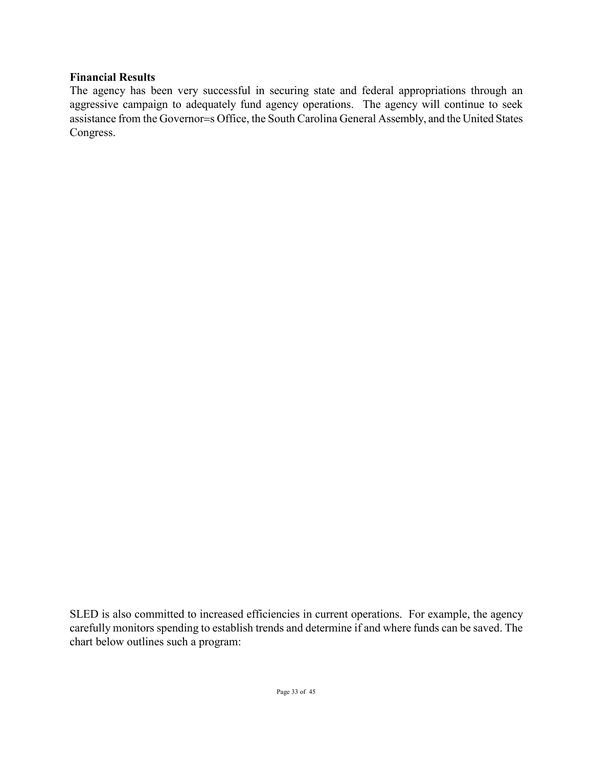**Financial Results**

The agency has been very successful in securing state and federal appropriations through an aggressive campaign to adequately fund agency operations. The agency will continue to seek assistance from the Governor=s Office, the South Carolina General Assembly, and the United States Congress.

SLED is also committed to increased efficiencies in current operations. For example, the agency carefully monitors spending to establish trends and determine if and where funds can be saved. The chart below outlines such a program: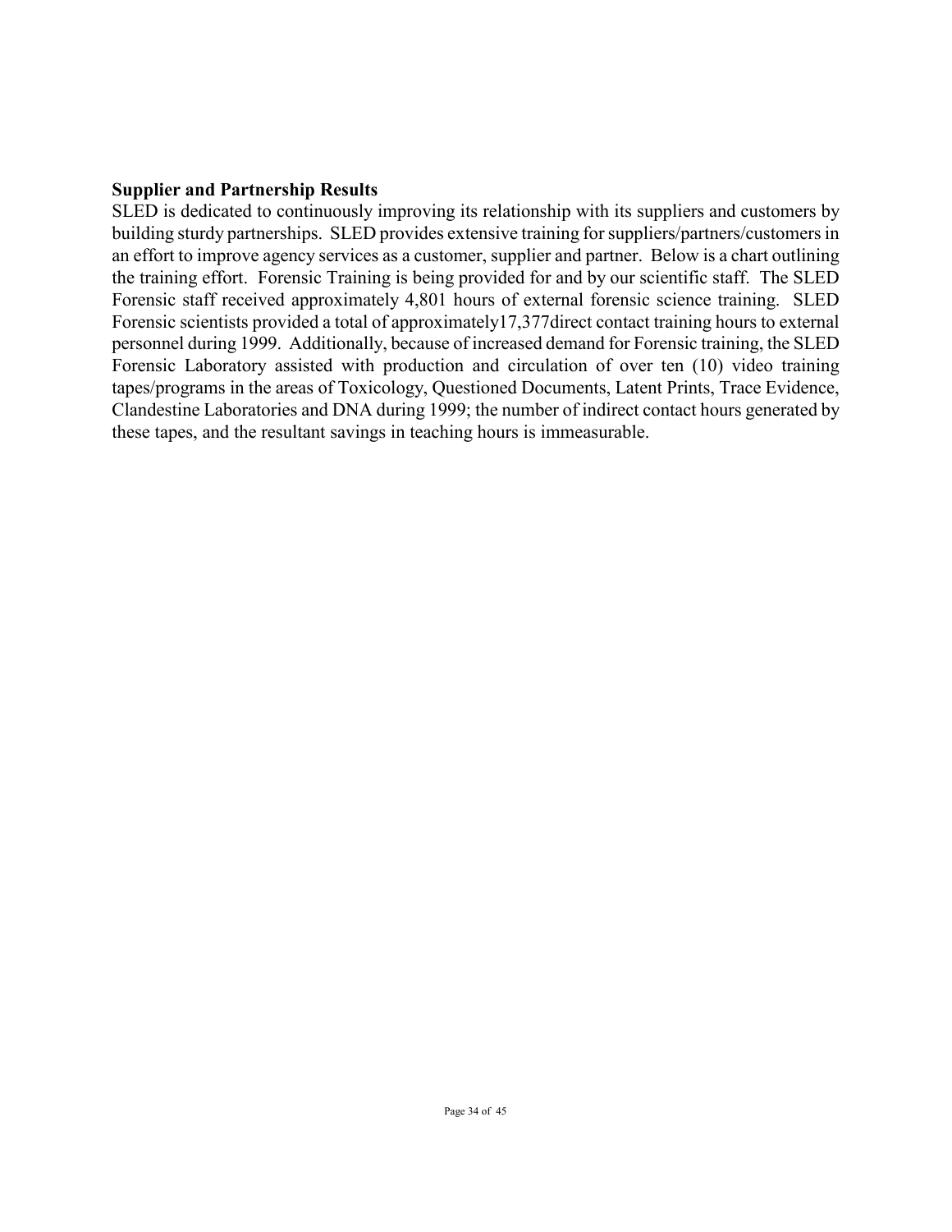**Supplier and Partnership Results**

SLED is dedicated to continuously improving its relationship with its suppliers and customers by building sturdy partnerships. SLED provides extensive training for suppliers/partners/customers in an effort to improve agency services as a customer, supplier and partner. Below is a chart outlining the training effort. Forensic Training is being provided for and by our scientific staff. The SLED Forensic staff received approximately 4,801 hours of external forensic science training. SLED Forensic scientists provided a total of approximately17,377direct contact training hours to external personnel during 1999. Additionally, because of increased demand for Forensic training, the SLED Forensic Laboratory assisted with production and circulation of over ten (10) video training tapes/programs in the areas of Toxicology, Questioned Documents, Latent Prints, Trace Evidence, Clandestine Laboratories and DNA during 1999; the number of indirect contact hours generated by these tapes, and the resultant savings in teaching hours is immeasurable.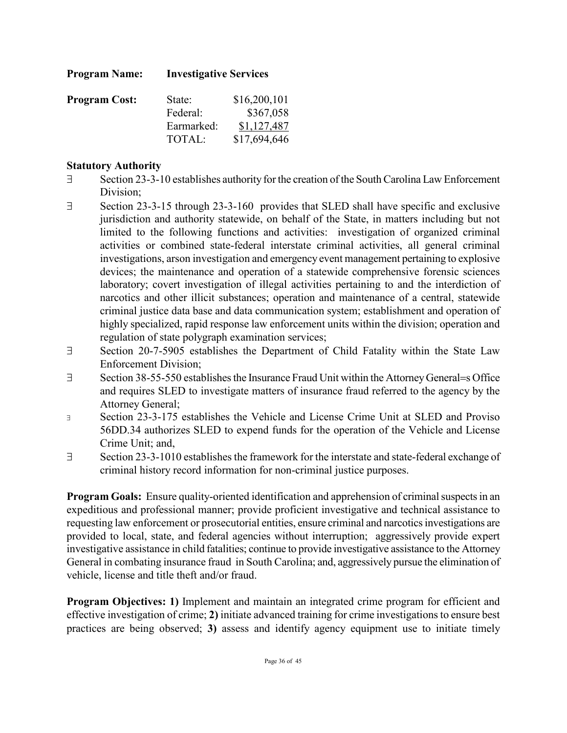**Program Name:** **Investigative Services**

**Program Cost:**

| | |
|---|---:|
| State: | $16,200,101 |
| Federal: | $367,058 |
| Earmarked: | $1,127,487 |
| TOTAL: | $17,694,646 |

**Statutory Authority**

- Section 23-3-10 establishes authority for the creation of the South Carolina Law Enforcement Division;
- Section 23-3-15 through 23-3-160 provides that SLED shall have specific and exclusive jurisdiction and authority statewide, on behalf of the State, in matters including but not limited to the following functions and activities: investigation of organized criminal activities or combined state-federal interstate criminal activities, all general criminal investigations, arson investigation and emergency event management pertaining to explosive devices; the maintenance and operation of a statewide comprehensive forensic sciences laboratory; covert investigation of illegal activities pertaining to and the interdiction of narcotics and other illicit substances; operation and maintenance of a central, statewide criminal justice data base and data communication system; establishment and operation of highly specialized, rapid response law enforcement units within the division; operation and regulation of state polygraph examination services;
- Section 20-7-5905 establishes the Department of Child Fatality within the State Law Enforcement Division;
- Section 38-55-550 establishes the Insurance Fraud Unit within the Attorney General=s Office and requires SLED to investigate matters of insurance fraud referred to the agency by the Attorney General;
- Section 23-3-175 establishes the Vehicle and License Crime Unit at SLED and Proviso 56DD.34 authorizes SLED to expend funds for the operation of the Vehicle and License Crime Unit; and,
- Section 23-3-1010 establishes the framework for the interstate and state-federal exchange of criminal history record information for non-criminal justice purposes.

**Program Goals:** Ensure quality-oriented identification and apprehension of criminal suspects in an expeditious and professional manner; provide proficient investigative and technical assistance to requesting law enforcement or prosecutorial entities, ensure criminal and narcotics investigations are provided to local, state, and federal agencies without interruption; aggressively provide expert investigative assistance in child fatalities; continue to provide investigative assistance to the Attorney General in combating insurance fraud in South Carolina; and, aggressively pursue the elimination of vehicle, license and title theft and/or fraud.

**Program Objectives: 1)** Implement and maintain an integrated crime program for efficient and effective investigation of crime; **2)** initiate advanced training for crime investigations to ensure best practices are being observed; **3)** assess and identify agency equipment use to initiate timely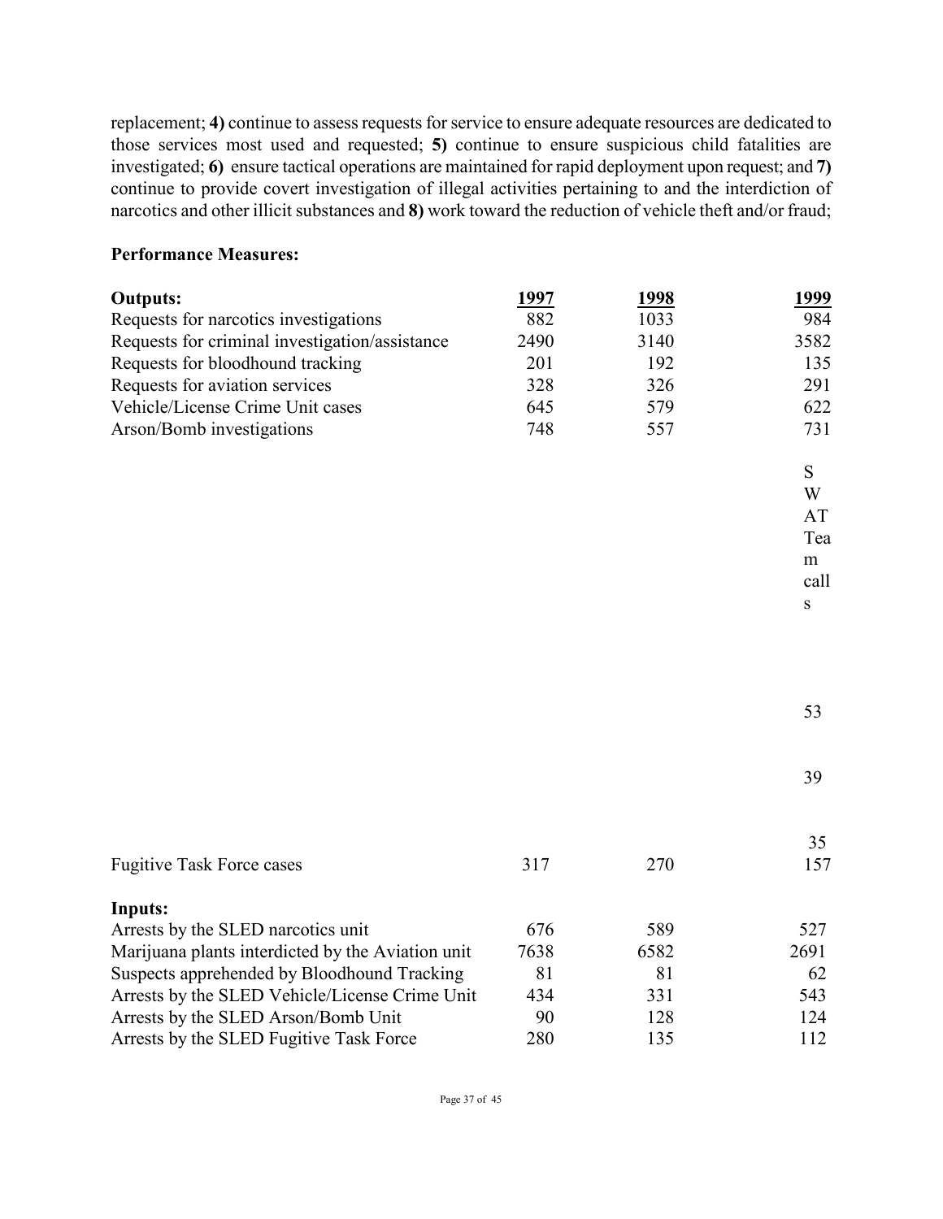replacement; **4)** continue to assess requests for service to ensure adequate resources are dedicated to those services most used and requested; **5)** continue to ensure suspicious child fatalities are investigated; **6)** ensure tactical operations are maintained for rapid deployment upon request; and **7)** continue to provide covert investigation of illegal activities pertaining to and the interdiction of narcotics and other illicit substances and **8)** work toward the reduction of vehicle theft and/or fraud;

**Performance Measures:**

| **Outputs:** | **1997** | **1998** | **1999** |
|---|---|---|---|
| Requests for narcotics investigations | 882 | 1033 | 984 |
| Requests for criminal investigation/assistance | 2490 | 3140 | 3582 |
| Requests for bloodhound tracking | 201 | 192 | 135 |
| Requests for aviation services | 328 | 326 | 291 |
| Vehicle/License Crime Unit cases | 645 | 579 | 622 |
| Arson/Bomb investigations | 748 | 557 | 731 |
| SWAT Team calls | 53 | 39 | 35 |
| Fugitive Task Force cases | 317 | 270 | 157 |
| **Inputs:** | | | |
| Arrests by the SLED narcotics unit | 676 | 589 | 527 |
| Marijuana plants interdicted by the Aviation unit | 7638 | 6582 | 2691 |
| Suspects apprehended by Bloodhound Tracking | 81 | 81 | 62 |
| Arrests by the SLED Vehicle/License Crime Unit | 434 | 331 | 543 |
| Arrests by the SLED Arson/Bomb Unit | 90 | 128 | 124 |
| Arrests by the SLED Fugitive Task Force | 280 | 135 | 112 |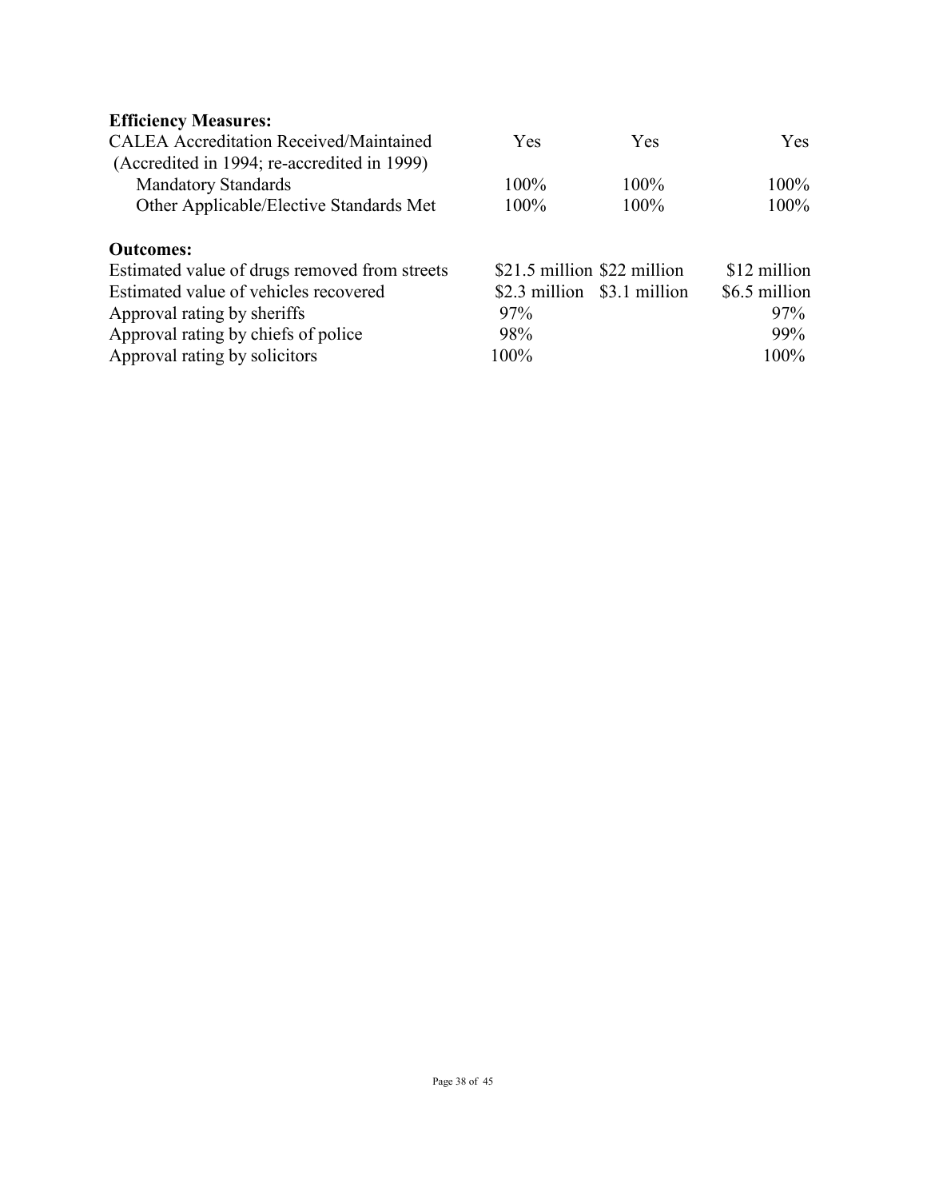| **Efficiency Measures:** | | | |
|---|---|---|---|
| CALEA Accreditation Received/Maintained | Yes | Yes | Yes |
| (Accredited in 1994; re-accredited in 1999) | | | |
| Mandatory Standards | 100% | 100% | 100% |
| Other Applicable/Elective Standards Met | 100% | 100% | 100% |

| **Outcomes:** | | | |
|---|---|---|---|
| Estimated value of drugs removed from streets | $21.5 million | $22 million | $12 million |
| Estimated value of vehicles recovered | $2.3 million | $3.1 million | $6.5 million |
| Approval rating by sheriffs | 97% | | 97% |
| Approval rating by chiefs of police | 98% | | 99% |
| Approval rating by solicitors | 100% | | 100% |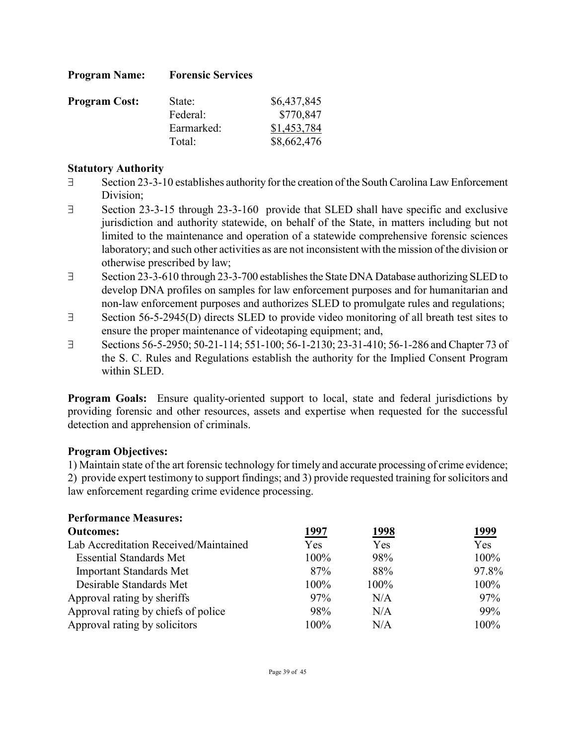**Program Name:** **Forensic Services**

| **Program Cost:** | | |
|---|---|---|
| | State: | $6,437,845 |
| | Federal: | $770,847 |
| | Earmarked: | $1,453,784 |
| | Total: | $8,662,476 |

**Statutory Authority**

- ∃ Section 23-3-10 establishes authority for the creation of the South Carolina Law Enforcement Division;
- ∃ Section 23-3-15 through 23-3-160 provide that SLED shall have specific and exclusive jurisdiction and authority statewide, on behalf of the State, in matters including but not limited to the maintenance and operation of a statewide comprehensive forensic sciences laboratory; and such other activities as are not inconsistent with the mission of the division or otherwise prescribed by law;
- ∃ Section 23-3-610 through 23-3-700 establishes the State DNA Database authorizing SLED to develop DNA profiles on samples for law enforcement purposes and for humanitarian and non-law enforcement purposes and authorizes SLED to promulgate rules and regulations;
- ∃ Section 56-5-2945(D) directs SLED to provide video monitoring of all breath test sites to ensure the proper maintenance of videotaping equipment; and,
- ∃ Sections 56-5-2950; 50-21-114; 551-100; 56-1-2130; 23-31-410; 56-1-286 and Chapter 73 of the S. C. Rules and Regulations establish the authority for the Implied Consent Program within SLED.

**Program Goals:** Ensure quality-oriented support to local, state and federal jurisdictions by providing forensic and other resources, assets and expertise when requested for the successful detection and apprehension of criminals.

**Program Objectives:**

1) Maintain state of the art forensic technology for timely and accurate processing of crime evidence; 2) provide expert testimony to support findings; and 3) provide requested training for solicitors and law enforcement regarding crime evidence processing.

**Performance Measures:**

| **Outcomes:** | **1997** | **1998** | **1999** |
|---|---|---|---|
| Lab Accreditation Received/Maintained | Yes | Yes | Yes |
| Essential Standards Met | 100% | 98% | 100% |
| Important Standards Met | 87% | 88% | 97.8% |
| Desirable Standards Met | 100% | 100% | 100% |
| Approval rating by sheriffs | 97% | N/A | 97% |
| Approval rating by chiefs of police | 98% | N/A | 99% |
| Approval rating by solicitors | 100% | N/A | 100% |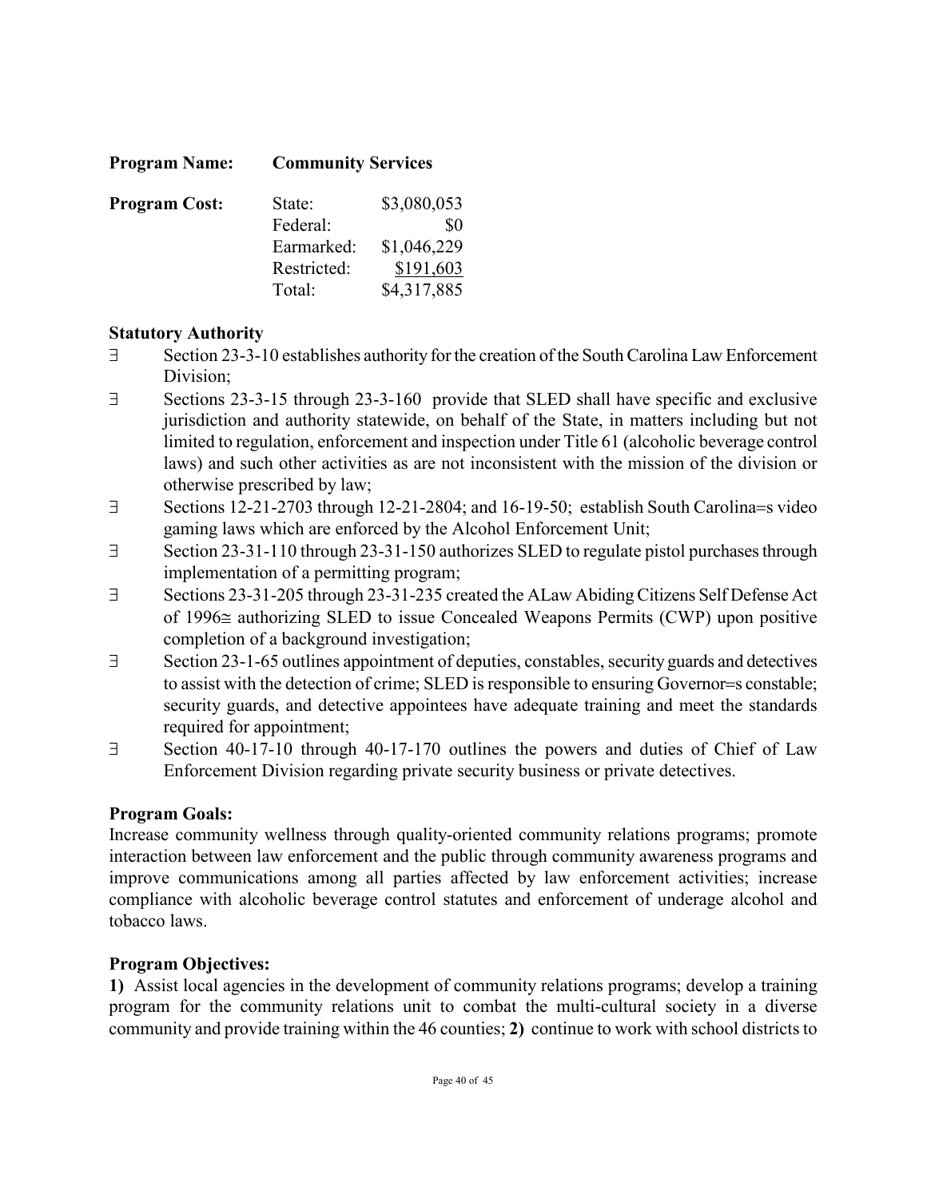**Program Name:** **Community Services**

| **Program Cost:** | State: | $3,080,053 |
|---|---|---|
| | Federal: | $0 |
| | Earmarked: | $1,046,229 |
| | Restricted: | $191,603 |
| | Total: | $4,317,885 |

**Statutory Authority**

∃ Section 23-3-10 establishes authority for the creation of the South Carolina Law Enforcement Division;

∃ Sections 23-3-15 through 23-3-160 provide that SLED shall have specific and exclusive jurisdiction and authority statewide, on behalf of the State, in matters including but not limited to regulation, enforcement and inspection under Title 61 (alcoholic beverage control laws) and such other activities as are not inconsistent with the mission of the division or otherwise prescribed by law;

∃ Sections 12-21-2703 through 12-21-2804; and 16-19-50; establish South Carolina=s video gaming laws which are enforced by the Alcohol Enforcement Unit;

∃ Section 23-31-110 through 23-31-150 authorizes SLED to regulate pistol purchases through implementation of a permitting program;

∃ Sections 23-31-205 through 23-31-235 created the ALaw Abiding Citizens Self Defense Act of 1996≅ authorizing SLED to issue Concealed Weapons Permits (CWP) upon positive completion of a background investigation;

∃ Section 23-1-65 outlines appointment of deputies, constables, security guards and detectives to assist with the detection of crime; SLED is responsible to ensuring Governor=s constable; security guards, and detective appointees have adequate training and meet the standards required for appointment;

∃ Section 40-17-10 through 40-17-170 outlines the powers and duties of Chief of Law Enforcement Division regarding private security business or private detectives.

**Program Goals:**

Increase community wellness through quality-oriented community relations programs; promote interaction between law enforcement and the public through community awareness programs and improve communications among all parties affected by law enforcement activities; increase compliance with alcoholic beverage control statutes and enforcement of underage alcohol and tobacco laws.

**Program Objectives:**

**1)** Assist local agencies in the development of community relations programs; develop a training program for the community relations unit to combat the multi-cultural society in a diverse community and provide training within the 46 counties; **2)** continue to work with school districts to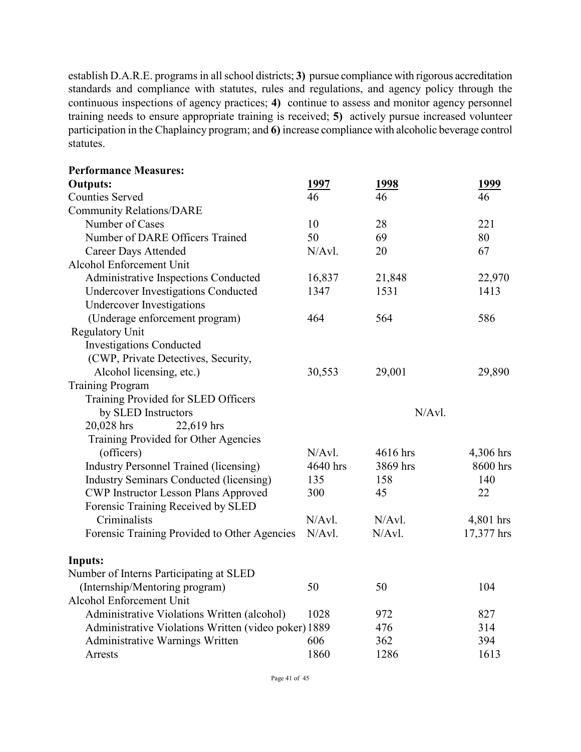establish D.A.R.E. programs in all school districts; **3)** pursue compliance with rigorous accreditation standards and compliance with statutes, rules and regulations, and agency policy through the continuous inspections of agency practices; **4)** continue to assess and monitor agency personnel training needs to ensure appropriate training is received; **5)** actively pursue increased volunteer participation in the Chaplaincy program; and **6)** increase compliance with alcoholic beverage control statutes.

**Performance Measures:**

| **Outputs:** | **1997** | **1998** | **1999** |
|---|---|---|---|
| Counties Served | 46 | 46 | 46 |
| Community Relations/DARE | | | |
| Number of Cases | 10 | 28 | 221 |
| Number of DARE Officers Trained | 50 | 69 | 80 |
| Career Days Attended | N/Avl. | 20 | 67 |
| Alcohol Enforcement Unit | | | |
| Administrative Inspections Conducted | 16,837 | 21,848 | 22,970 |
| Undercover Investigations Conducted | 1347 | 1531 | 1413 |
| Undercover Investigations (Underage enforcement program) | 464 | 564 | 586 |
| Regulatory Unit | | | |
| Investigations Conducted (CWP, Private Detectives, Security, Alcohol licensing, etc.) | 30,553 | 29,001 | 29,890 |
| Training Program | | | |
| Training Provided for SLED Officers by SLED Instructors | N/Avl. | 20,028 hrs | 22,619 hrs |
| Training Provided for Other Agencies (officers) | N/Avl. | 4616 hrs | 4,306 hrs |
| Industry Personnel Trained (licensing) | 4640 hrs | 3869 hrs | 8600 hrs |
| Industry Seminars Conducted (licensing) | 135 | 158 | 140 |
| CWP Instructor Lesson Plans Approved | 300 | 45 | 22 |
| Forensic Training Received by SLED Criminalists | N/Avl. | N/Avl. | 4,801 hrs |
| Forensic Training Provided to Other Agencies | N/Avl. | N/Avl. | 17,377 hrs |

| **Inputs:** | | | |
|---|---|---|---|
| Number of Interns Participating at SLED (Internship/Mentoring program) | 50 | 50 | 104 |
| Alcohol Enforcement Unit | | | |
| Administrative Violations Written (alcohol) | 1028 | 972 | 827 |
| Administrative Violations Written (video poker) | 1889 | 476 | 314 |
| Administrative Warnings Written | 606 | 362 | 394 |
| Arrests | 1860 | 1286 | 1613 |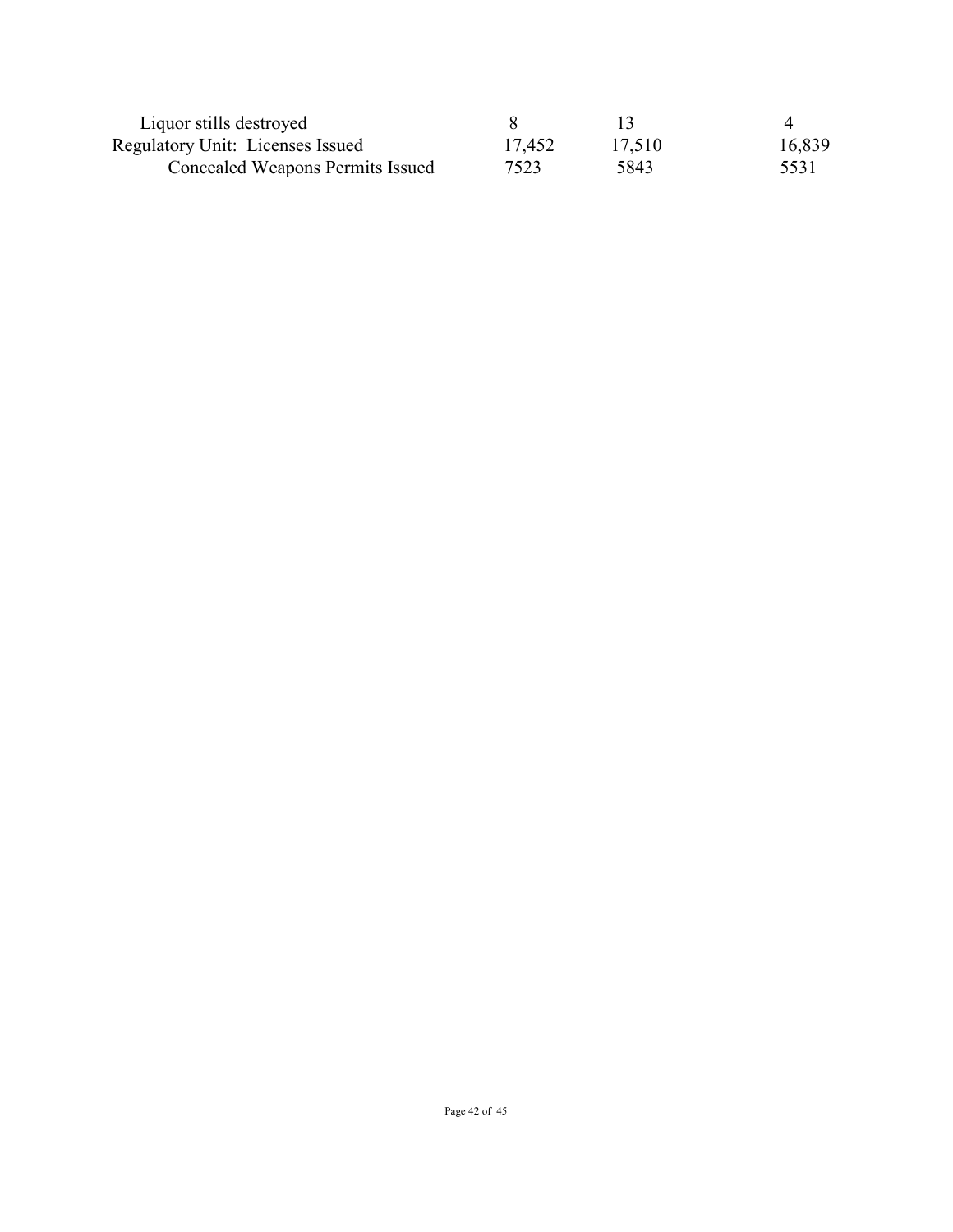| | | | |
|---|---|---|---|
| Liquor stills destroyed | 8 | 13 | 4 |
| Regulatory Unit: Licenses Issued | 17,452 | 17,510 | 16,839 |
| Concealed Weapons Permits Issued | 7523 | 5843 | 5531 |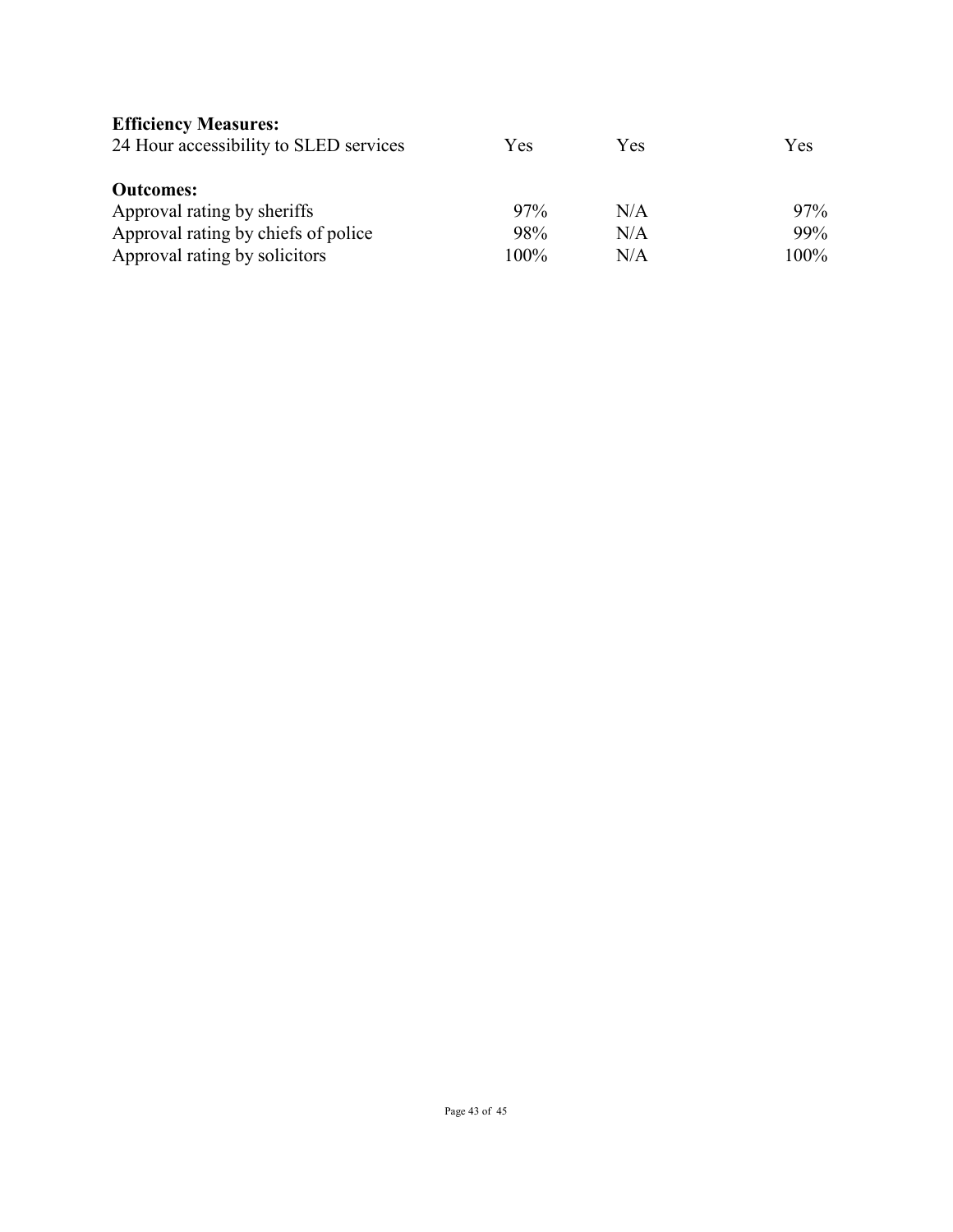| **Efficiency Measures:** | | | |
| --- | --- | --- | --- |
| 24 Hour accessibility to SLED services | Yes | Yes | Yes |
| **Outcomes:** | | | |
| Approval rating by sheriffs | 97% | N/A | 97% |
| Approval rating by chiefs of police | 98% | N/A | 99% |
| Approval rating by solicitors | 100% | N/A | 100% |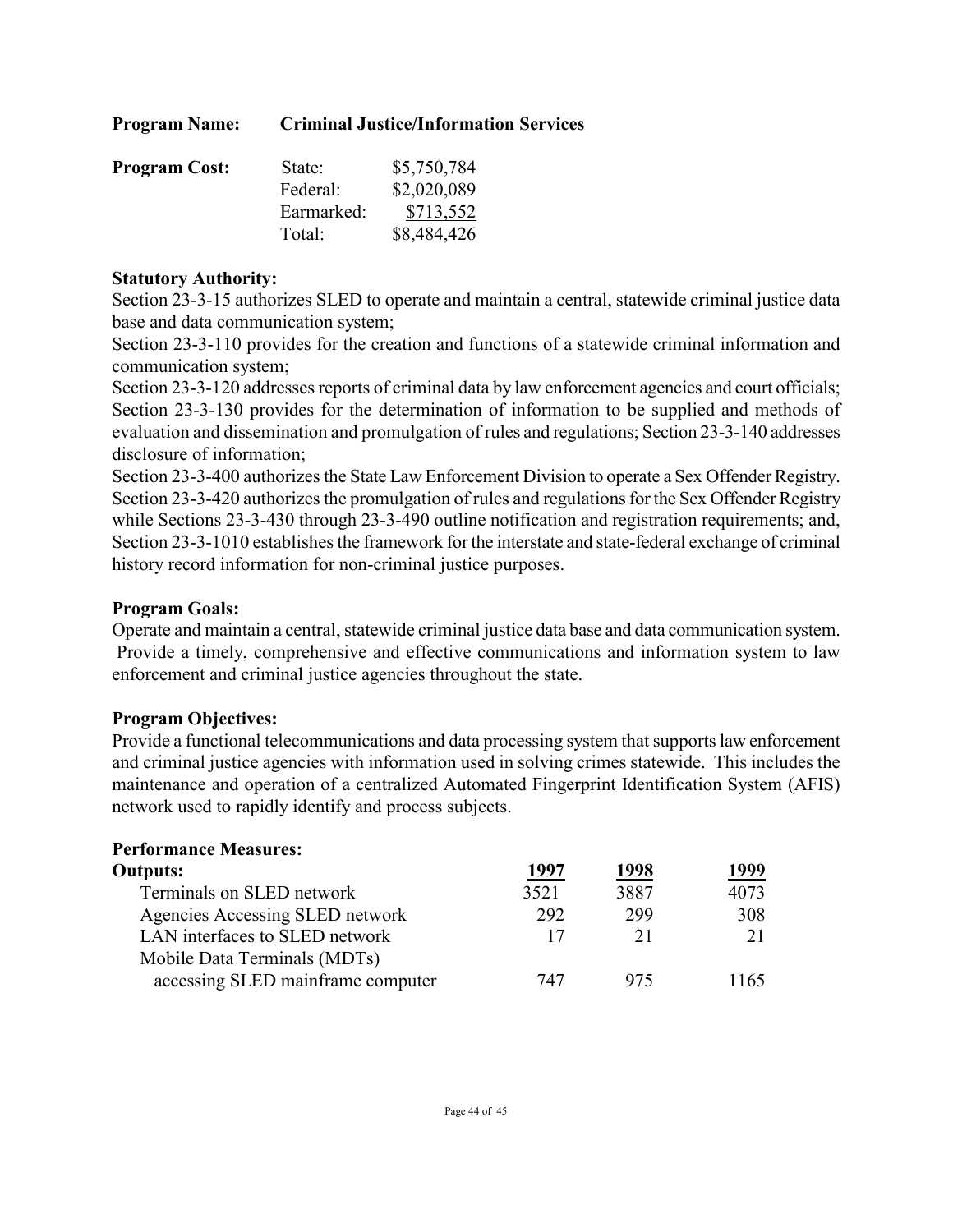**Program Name:** **Criminal Justice/Information Services**

**Program Cost:**

| | |
|---|---|
| State: | \$5,750,784 |
| Federal: | \$2,020,089 |
| Earmarked: | \$713,552 |
| Total: | \$8,484,426 |

**Statutory Authority:**

Section 23-3-15 authorizes SLED to operate and maintain a central, statewide criminal justice data base and data communication system;

Section 23-3-110 provides for the creation and functions of a statewide criminal information and communication system;

Section 23-3-120 addresses reports of criminal data by law enforcement agencies and court officials; Section 23-3-130 provides for the determination of information to be supplied and methods of evaluation and dissemination and promulgation of rules and regulations; Section 23-3-140 addresses disclosure of information;

Section 23-3-400 authorizes the State Law Enforcement Division to operate a Sex Offender Registry. Section 23-3-420 authorizes the promulgation of rules and regulations for the Sex Offender Registry while Sections 23-3-430 through 23-3-490 outline notification and registration requirements; and, Section 23-3-1010 establishes the framework for the interstate and state-federal exchange of criminal history record information for non-criminal justice purposes.

**Program Goals:**

Operate and maintain a central, statewide criminal justice data base and data communication system. Provide a timely, comprehensive and effective communications and information system to law enforcement and criminal justice agencies throughout the state.

**Program Objectives:**

Provide a functional telecommunications and data processing system that supports law enforcement and criminal justice agencies with information used in solving crimes statewide. This includes the maintenance and operation of a centralized Automated Fingerprint Identification System (AFIS) network used to rapidly identify and process subjects.

**Performance Measures:**

| **Outputs:** | **1997** | **1998** | **1999** |
|---|---|---|---|
| Terminals on SLED network | 3521 | 3887 | 4073 |
| Agencies Accessing SLED network | 292 | 299 | 308 |
| LAN interfaces to SLED network | 17 | 21 | 21 |
| Mobile Data Terminals (MDTs) accessing SLED mainframe computer | 747 | 975 | 1165 |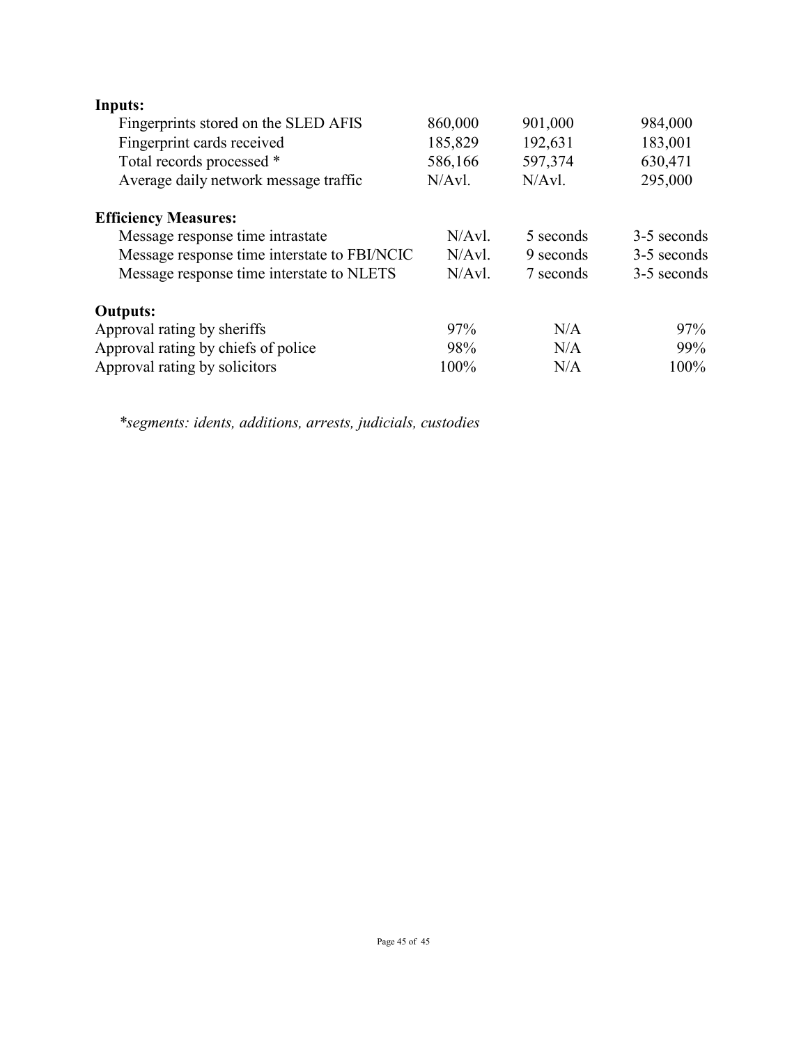| | | | |
|---|---|---|---|
| **Inputs:** | | | |
| Fingerprints stored on the SLED AFIS | 860,000 | 901,000 | 984,000 |
| Fingerprint cards received | 185,829 | 192,631 | 183,001 |
| Total records processed * | 586,166 | 597,374 | 630,471 |
| Average daily network message traffic | N/Avl. | N/Avl. | 295,000 |
| **Efficiency Measures:** | | | |
| Message response time intrastate | N/Avl. | 5 seconds | 3-5 seconds |
| Message response time interstate to FBI/NCIC | N/Avl. | 9 seconds | 3-5 seconds |
| Message response time interstate to NLETS | N/Avl. | 7 seconds | 3-5 seconds |
| **Outputs:** | | | |
| Approval rating by sheriffs | 97% | N/A | 97% |
| Approval rating by chiefs of police | 98% | N/A | 99% |
| Approval rating by solicitors | 100% | N/A | 100% |

*\*segments: idents, additions, arrests, judicials, custodies*